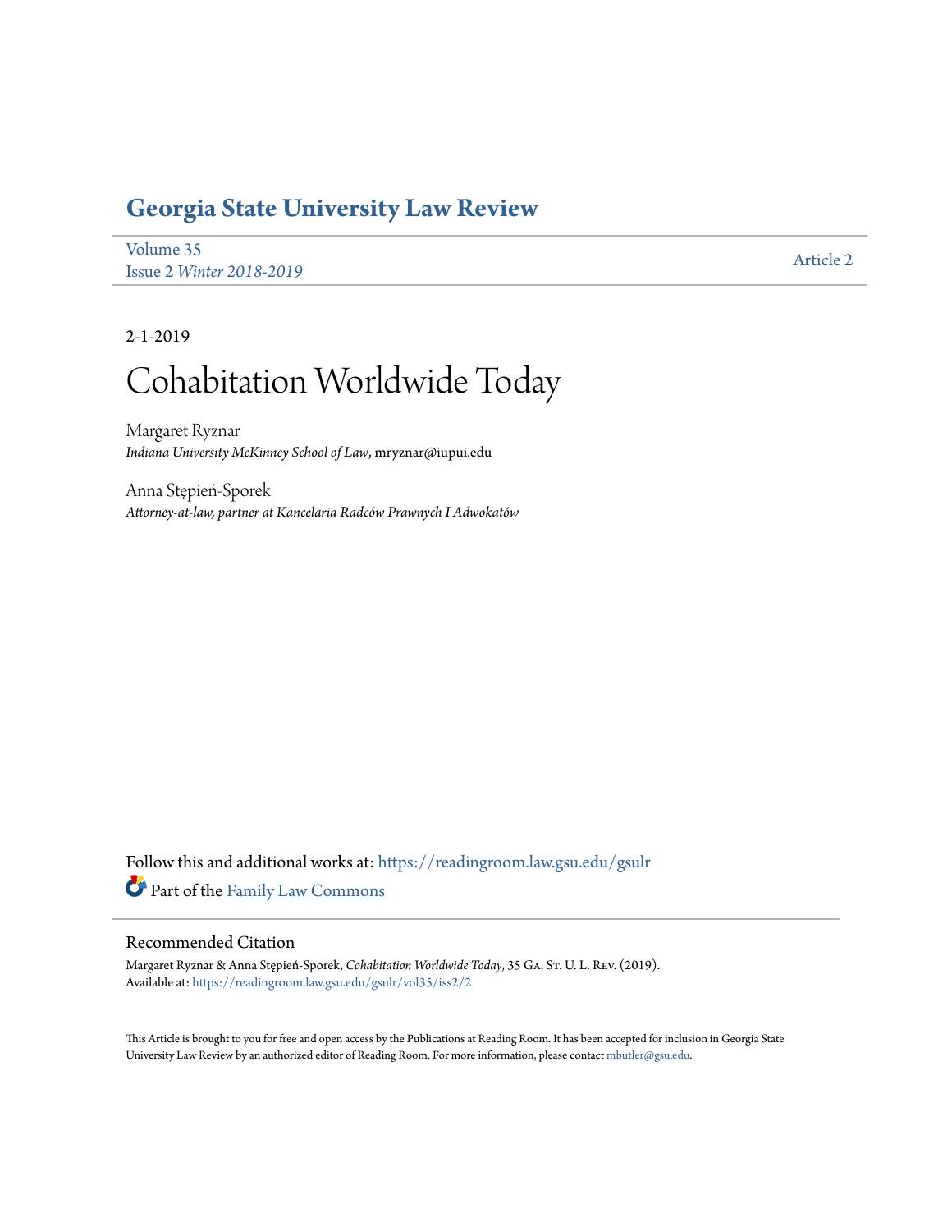# Georgia State University Law Review

Volume 35
Issue 2 *Winter 2018-2019*

Article 2

2-1-2019

# Cohabitation Worldwide Today

Margaret Ryznar
*Indiana University McKinney School of Law*, mryznar@iupui.edu

Anna Stępień-Sporek
*Attorney-at-law, partner at Kancelaria Radców Prawnych I Adwokatów*

Follow this and additional works at: https://readingroom.law.gsu.edu/gsulr

Part of the Family Law Commons

## Recommended Citation

Margaret Ryznar & Anna Stępień-Sporek, *Cohabitation Worldwide Today*, 35 Ga. St. U. L. Rev. (2019).
Available at: https://readingroom.law.gsu.edu/gsulr/vol35/iss2/2

This Article is brought to you for free and open access by the Publications at Reading Room. It has been accepted for inclusion in Georgia State University Law Review by an authorized editor of Reading Room. For more information, please contact mbutler@gsu.edu.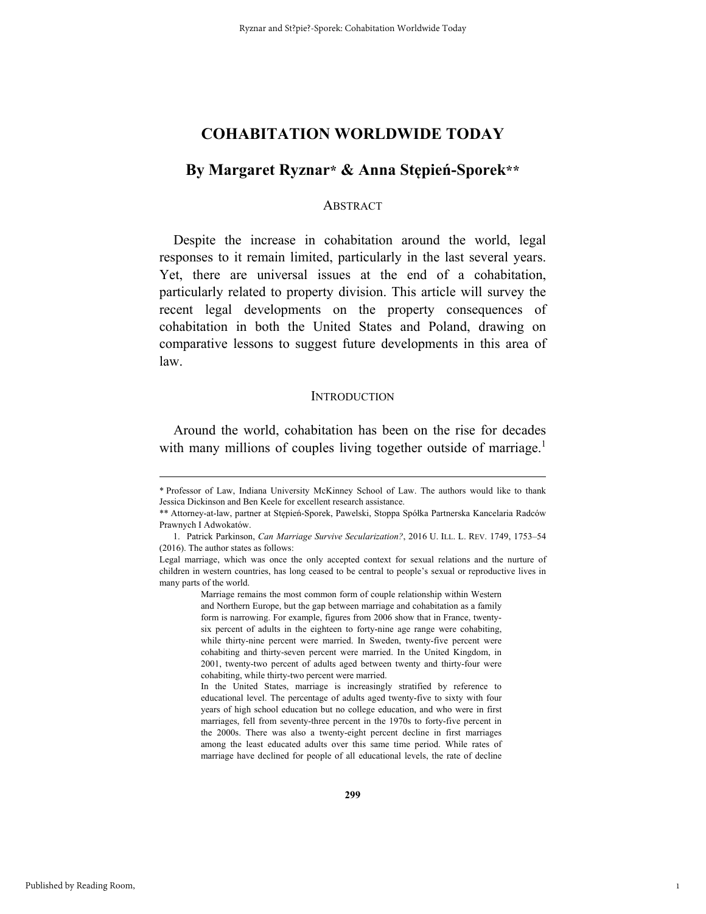# COHABITATION WORLDWIDE TODAY

## By Margaret Ryznar* & Anna Stępień-Sporek**

### ABSTRACT

Despite the increase in cohabitation around the world, legal responses to it remain limited, particularly in the last several years. Yet, there are universal issues at the end of a cohabitation, particularly related to property division. This article will survey the recent legal developments on the property consequences of cohabitation in both the United States and Poland, drawing on comparative lessons to suggest future developments in this area of law.

### INTRODUCTION

Around the world, cohabitation has been on the rise for decades with many millions of couples living together outside of marriage.[1]

---

\* Professor of Law, Indiana University McKinney School of Law. The authors would like to thank Jessica Dickinson and Ben Keele for excellent research assistance.

\*\* Attorney-at-law, partner at Stępień-Sporek, Pawelski, Stoppa Spółka Partnerska Kancelaria Radców Prawnych I Adwokatów.

1. Patrick Parkinson, *Can Marriage Survive Secularization?*, 2016 U. ILL. L. REV. 1749, 1753–54 (2016). The author states as follows:

Legal marriage, which was once the only accepted context for sexual relations and the nurture of children in western countries, has long ceased to be central to people's sexual or reproductive lives in many parts of the world.

> Marriage remains the most common form of couple relationship within Western and Northern Europe, but the gap between marriage and cohabitation as a family form is narrowing. For example, figures from 2006 show that in France, twenty-six percent of adults in the eighteen to forty-nine age range were cohabiting, while thirty-nine percent were married. In Sweden, twenty-five percent were cohabiting and thirty-seven percent were married. In the United Kingdom, in 2001, twenty-two percent of adults aged between twenty and thirty-four were cohabiting, while thirty-two percent were married.
>
> In the United States, marriage is increasingly stratified by reference to educational level. The percentage of adults aged twenty-five to sixty with four years of high school education but no college education, and who were in first marriages, fell from seventy-three percent in the 1970s to forty-five percent in the 2000s. There was also a twenty-eight percent decline in first marriages among the least educated adults over this same time period. While rates of marriage have declined for people of all educational levels, the rate of decline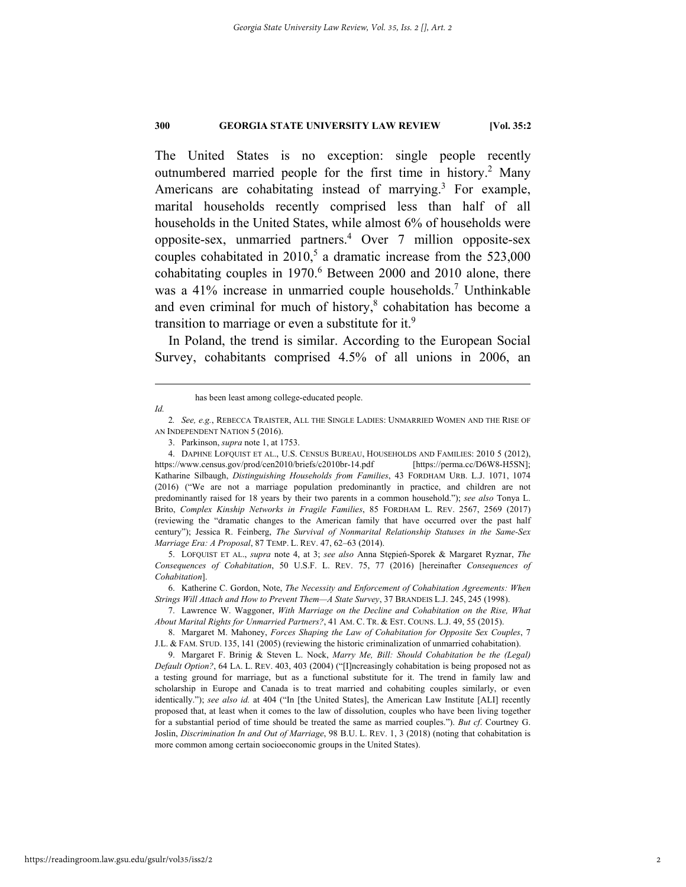The United States is no exception: single people recently outnumbered married people for the first time in history.[2] Many Americans are cohabitating instead of marrying.[3] For example, marital households recently comprised less than half of all households in the United States, while almost 6% of households were opposite-sex, unmarried partners.[4] Over 7 million opposite-sex couples cohabitated in 2010,[5] a dramatic increase from the 523,000 cohabitating couples in 1970.[6] Between 2000 and 2010 alone, there was a 41% increase in unmarried couple households.[7] Unthinkable and even criminal for much of history,[8] cohabitation has become a transition to marriage or even a substitute for it.[9]

In Poland, the trend is similar. According to the European Social Survey, cohabitants comprised 4.5% of all unions in 2006, an

---

has been least among college-educated people.

*Id.*

2. *See, e.g.*, REBECCA TRAISTER, ALL THE SINGLE LADIES: UNMARRIED WOMEN AND THE RISE OF AN INDEPENDENT NATION 5 (2016).

3. Parkinson, *supra* note 1, at 1753.

4. DAPHNE LOFQUIST ET AL., U.S. CENSUS BUREAU, HOUSEHOLDS AND FAMILIES: 2010 5 (2012), https://www.census.gov/prod/cen2010/briefs/c2010br-14.pdf [https://perma.cc/D6W8-H5SN]; Katharine Silbaugh, *Distinguishing Households from Families*, 43 FORDHAM URB. L.J. 1071, 1074 (2016) ("We are not a marriage population predominantly in practice, and children are not predominantly raised for 18 years by their two parents in a common household."); *see also* Tonya L. Brito, *Complex Kinship Networks in Fragile Families*, 85 FORDHAM L. REV. 2567, 2569 (2017) (reviewing the "dramatic changes to the American family that have occurred over the past half century"); Jessica R. Feinberg, *The Survival of Nonmarital Relationship Statuses in the Same-Sex Marriage Era: A Proposal*, 87 TEMP. L. REV. 47, 62–63 (2014).

5. LOFQUIST ET AL., *supra* note 4, at 3; *see also* Anna Stępień-Sporek & Margaret Ryznar, *The Consequences of Cohabitation*, 50 U.S.F. L. REV. 75, 77 (2016) [hereinafter *Consequences of Cohabitation*].

6. Katherine C. Gordon, Note, *The Necessity and Enforcement of Cohabitation Agreements: When Strings Will Attach and How to Prevent Them—A State Survey*, 37 BRANDEIS L.J. 245, 245 (1998).

7. Lawrence W. Waggoner, *With Marriage on the Decline and Cohabitation on the Rise, What About Marital Rights for Unmarried Partners?*, 41 AM. C. TR. & EST. COUNS. L.J. 49, 55 (2015).

8. Margaret M. Mahoney, *Forces Shaping the Law of Cohabitation for Opposite Sex Couples*, 7 J.L. & FAM. STUD. 135, 141 (2005) (reviewing the historic criminalization of unmarried cohabitation).

9. Margaret F. Brinig & Steven L. Nock, *Marry Me, Bill: Should Cohabitation be the (Legal) Default Option?*, 64 LA. L. REV. 403, 403 (2004) ("[I]ncreasingly cohabitation is being proposed not as a testing ground for marriage, but as a functional substitute for it. The trend in family law and scholarship in Europe and Canada is to treat married and cohabiting couples similarly, or even identically."); *see also id.* at 404 ("In [the United States], the American Law Institute [ALI] recently proposed that, at least when it comes to the law of dissolution, couples who have been living together for a substantial period of time should be treated the same as married couples."). *But cf*. Courtney G. Joslin, *Discrimination In and Out of Marriage*, 98 B.U. L. REV. 1, 3 (2018) (noting that cohabitation is more common among certain socioeconomic groups in the United States).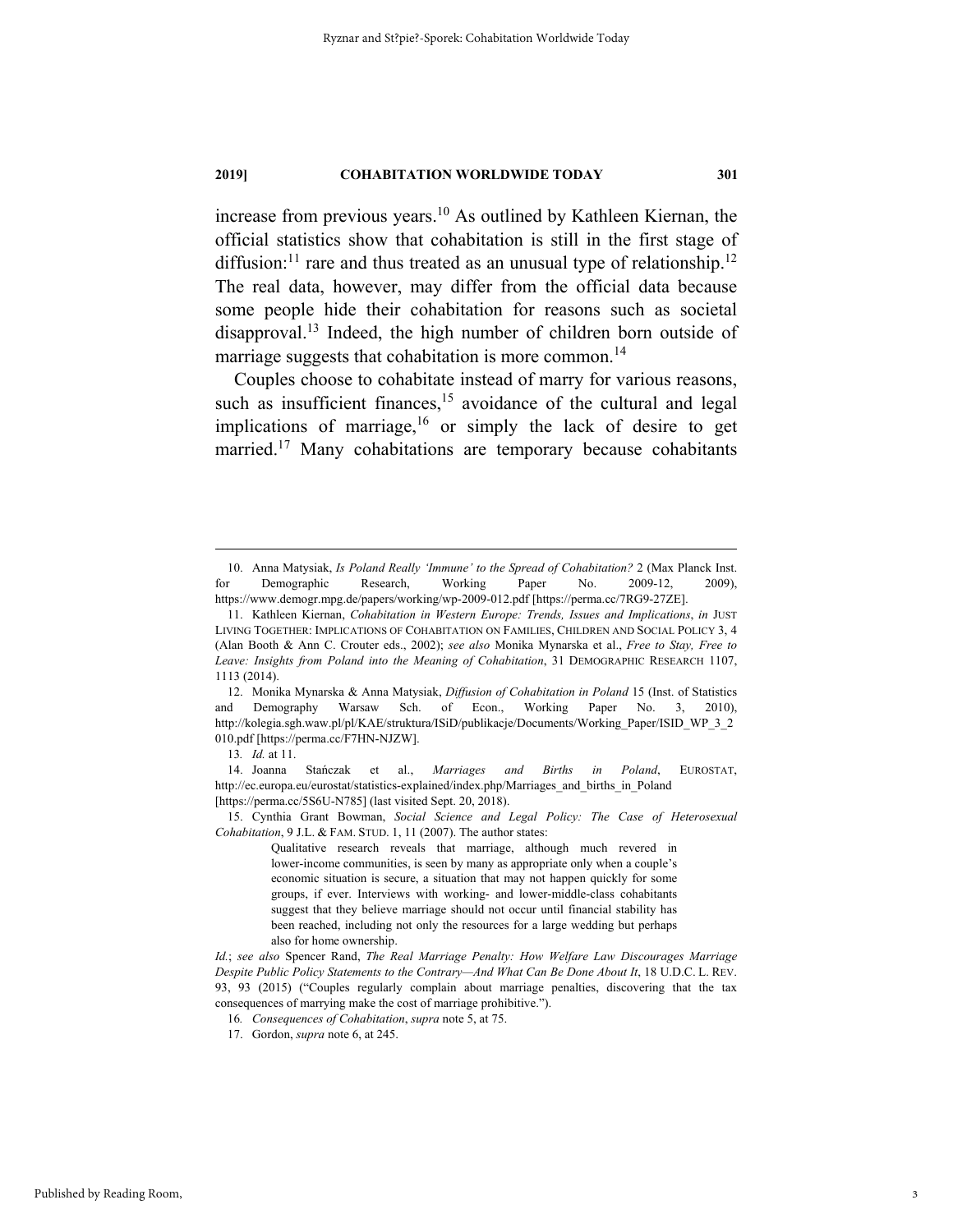increase from previous years.[10] As outlined by Kathleen Kiernan, the official statistics show that cohabitation is still in the first stage of diffusion:[11] rare and thus treated as an unusual type of relationship.[12] The real data, however, may differ from the official data because some people hide their cohabitation for reasons such as societal disapproval.[13] Indeed, the high number of children born outside of marriage suggests that cohabitation is more common.[14]

Couples choose to cohabitate instead of marry for various reasons, such as insufficient finances,[15] avoidance of the cultural and legal implications of marriage,[16] or simply the lack of desire to get married.[17] Many cohabitations are temporary because cohabitants

---

10. Anna Matysiak, *Is Poland Really 'Immune' to the Spread of Cohabitation?* 2 (Max Planck Inst. for Demographic Research, Working Paper No. 2009-12, 2009), https://www.demogr.mpg.de/papers/working/wp-2009-012.pdf [https://perma.cc/7RG9-27ZE].

11. Kathleen Kiernan, *Cohabitation in Western Europe: Trends, Issues and Implications*, *in* JUST LIVING TOGETHER: IMPLICATIONS OF COHABITATION ON FAMILIES, CHILDREN AND SOCIAL POLICY 3, 4 (Alan Booth & Ann C. Crouter eds., 2002); *see also* Monika Mynarska et al., *Free to Stay, Free to Leave: Insights from Poland into the Meaning of Cohabitation*, 31 DEMOGRAPHIC RESEARCH 1107, 1113 (2014).

12. Monika Mynarska & Anna Matysiak, *Diffusion of Cohabitation in Poland* 15 (Inst. of Statistics and Demography Warsaw Sch. of Econ., Working Paper No. 3, 2010), http://kolegia.sgh.waw.pl/pl/KAE/struktura/ISiD/publikacje/Documents/Working_Paper/ISID_WP_3_2010.pdf [https://perma.cc/F7HN-NJZW].

13. *Id.* at 11.

14. Joanna Stańczak et al., *Marriages and Births in Poland*, EUROSTAT, http://ec.europa.eu/eurostat/statistics-explained/index.php/Marriages_and_births_in_Poland [https://perma.cc/5S6U-N785] (last visited Sept. 20, 2018).

15. Cynthia Grant Bowman, *Social Science and Legal Policy: The Case of Heterosexual Cohabitation*, 9 J.L. & FAM. STUD. 1, 11 (2007). The author states:

> Qualitative research reveals that marriage, although much revered in lower-income communities, is seen by many as appropriate only when a couple's economic situation is secure, a situation that may not happen quickly for some groups, if ever. Interviews with working- and lower-middle-class cohabitants suggest that they believe marriage should not occur until financial stability has been reached, including not only the resources for a large wedding but perhaps also for home ownership.

*Id.*; *see also* Spencer Rand, *The Real Marriage Penalty: How Welfare Law Discourages Marriage Despite Public Policy Statements to the Contrary—And What Can Be Done About It*, 18 U.D.C. L. REV. 93, 93 (2015) ("Couples regularly complain about marriage penalties, discovering that the tax consequences of marrying make the cost of marriage prohibitive.").

16. *Consequences of Cohabitation*, *supra* note 5, at 75.

17. Gordon, *supra* note 6, at 245.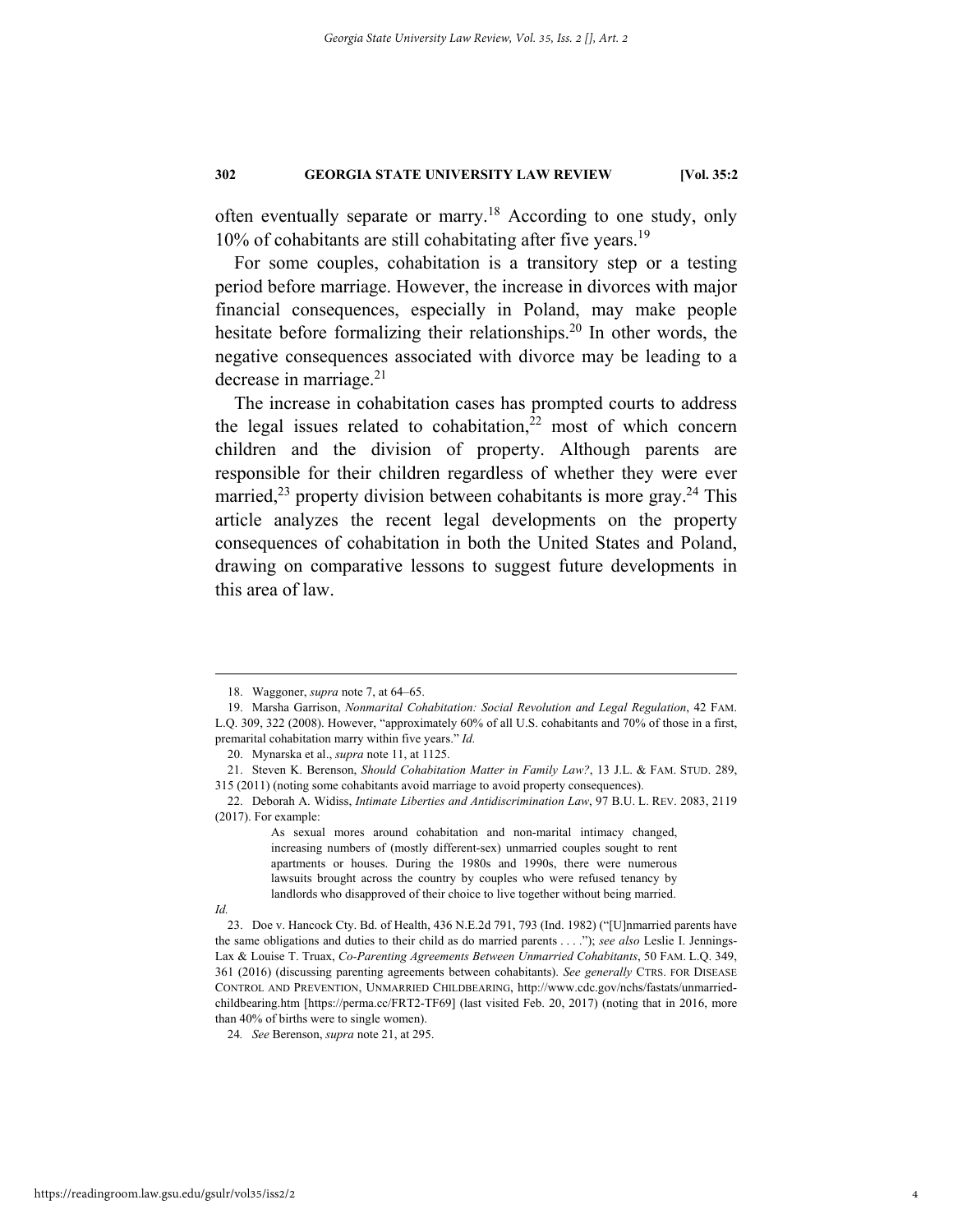often eventually separate or marry.[18] According to one study, only 10% of cohabitants are still cohabitating after five years.[19]

For some couples, cohabitation is a transitory step or a testing period before marriage. However, the increase in divorces with major financial consequences, especially in Poland, may make people hesitate before formalizing their relationships.[20] In other words, the negative consequences associated with divorce may be leading to a decrease in marriage.[21]

The increase in cohabitation cases has prompted courts to address the legal issues related to cohabitation,[22] most of which concern children and the division of property. Although parents are responsible for their children regardless of whether they were ever married,[23] property division between cohabitants is more gray.[24] This article analyzes the recent legal developments on the property consequences of cohabitation in both the United States and Poland, drawing on comparative lessons to suggest future developments in this area of law.

---

18. Waggoner, *supra* note 7, at 64–65.

19. Marsha Garrison, *Nonmarital Cohabitation: Social Revolution and Legal Regulation*, 42 FAM. L.Q. 309, 322 (2008). However, "approximately 60% of all U.S. cohabitants and 70% of those in a first, premarital cohabitation marry within five years." *Id.*

20. Mynarska et al., *supra* note 11, at 1125.

21. Steven K. Berenson, *Should Cohabitation Matter in Family Law?*, 13 J.L. & FAM. STUD. 289, 315 (2011) (noting some cohabitants avoid marriage to avoid property consequences).

22. Deborah A. Widiss, *Intimate Liberties and Antidiscrimination Law*, 97 B.U. L. REV. 2083, 2119 (2017). For example:

> As sexual mores around cohabitation and non-marital intimacy changed, increasing numbers of (mostly different-sex) unmarried couples sought to rent apartments or houses. During the 1980s and 1990s, there were numerous lawsuits brought across the country by couples who were refused tenancy by landlords who disapproved of their choice to live together without being married.

*Id.*

23. Doe v. Hancock Cty. Bd. of Health, 436 N.E.2d 791, 793 (Ind. 1982) ("[U]nmarried parents have the same obligations and duties to their child as do married parents . . . ."); *see also* Leslie I. Jennings-Lax & Louise T. Truax, *Co-Parenting Agreements Between Unmarried Cohabitants*, 50 FAM. L.Q. 349, 361 (2016) (discussing parenting agreements between cohabitants). *See generally* CTRS. FOR DISEASE CONTROL AND PREVENTION, UNMARRIED CHILDBEARING, http://www.cdc.gov/nchs/fastats/unmarried-childbearing.htm [https://perma.cc/FRT2-TF69] (last visited Feb. 20, 2017) (noting that in 2016, more than 40% of births were to single women).

24. *See* Berenson, *supra* note 21, at 295.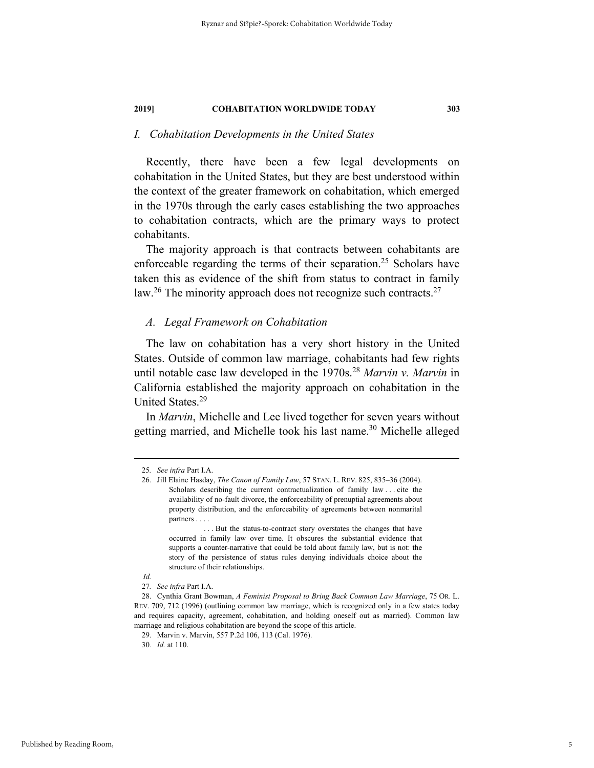## *I. Cohabitation Developments in the United States*

Recently, there have been a few legal developments on cohabitation in the United States, but they are best understood within the context of the greater framework on cohabitation, which emerged in the 1970s through the early cases establishing the two approaches to cohabitation contracts, which are the primary ways to protect cohabitants.

The majority approach is that contracts between cohabitants are enforceable regarding the terms of their separation.[25] Scholars have taken this as evidence of the shift from status to contract in family law.[26] The minority approach does not recognize such contracts.[27]

### *A. Legal Framework on Cohabitation*

The law on cohabitation has a very short history in the United States. Outside of common law marriage, cohabitants had few rights until notable case law developed in the 1970s.[28] *Marvin v. Marvin* in California established the majority approach on cohabitation in the United States.[29]

In *Marvin*, Michelle and Lee lived together for seven years without getting married, and Michelle took his last name.[30] Michelle alleged

---

25. *See infra* Part I.A.

26. Jill Elaine Hasday, *The Canon of Family Law*, 57 STAN. L. REV. 825, 835–36 (2004).

> Scholars describing the current contractualization of family law . . . cite the availability of no-fault divorce, the enforceability of prenuptial agreements about property distribution, and the enforceability of agreements between nonmarital partners . . . .
>
> . . . But the status-to-contract story overstates the changes that have occurred in family law over time. It obscures the substantial evidence that supports a counter-narrative that could be told about family law, but is not: the story of the persistence of status rules denying individuals choice about the structure of their relationships.

*Id.*

27. *See infra* Part I.A.

28. Cynthia Grant Bowman, *A Feminist Proposal to Bring Back Common Law Marriage*, 75 OR. L. REV. 709, 712 (1996) (outlining common law marriage, which is recognized only in a few states today and requires capacity, agreement, cohabitation, and holding oneself out as married). Common law marriage and religious cohabitation are beyond the scope of this article.

29. Marvin v. Marvin, 557 P.2d 106, 113 (Cal. 1976).

30. *Id.* at 110.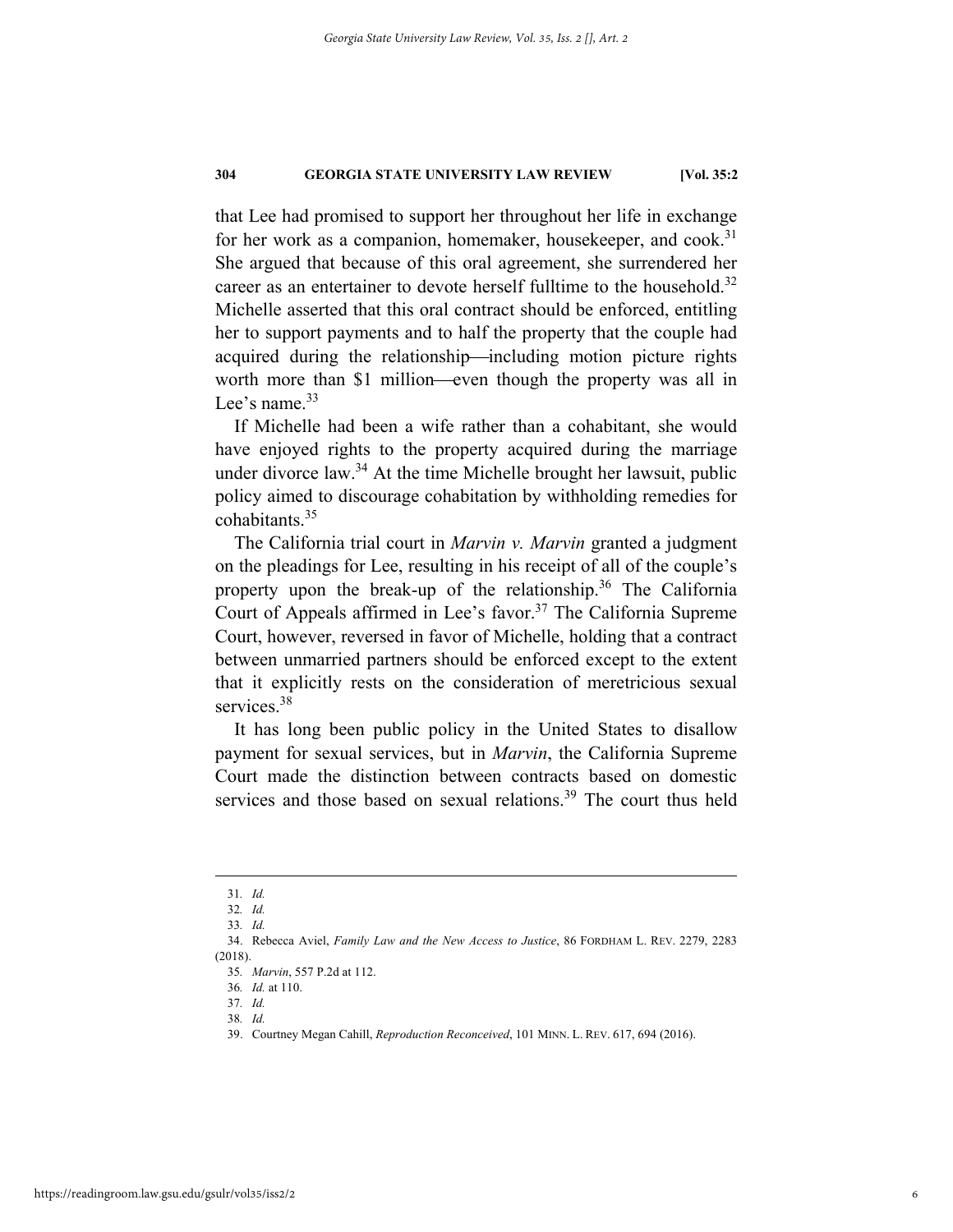that Lee had promised to support her throughout her life in exchange for her work as a companion, homemaker, housekeeper, and cook.[31] She argued that because of this oral agreement, she surrendered her career as an entertainer to devote herself fulltime to the household.[32] Michelle asserted that this oral contract should be enforced, entitling her to support payments and to half the property that the couple had acquired during the relationship—including motion picture rights worth more than $1 million—even though the property was all in Lee's name.[33]

If Michelle had been a wife rather than a cohabitant, she would have enjoyed rights to the property acquired during the marriage under divorce law.[34] At the time Michelle brought her lawsuit, public policy aimed to discourage cohabitation by withholding remedies for cohabitants.[35]

The California trial court in *Marvin v. Marvin* granted a judgment on the pleadings for Lee, resulting in his receipt of all of the couple's property upon the break-up of the relationship.[36] The California Court of Appeals affirmed in Lee's favor.[37] The California Supreme Court, however, reversed in favor of Michelle, holding that a contract between unmarried partners should be enforced except to the extent that it explicitly rests on the consideration of meretricious sexual services.[38]

It has long been public policy in the United States to disallow payment for sexual services, but in *Marvin*, the California Supreme Court made the distinction between contracts based on domestic services and those based on sexual relations.[39] The court thus held

---

31. *Id.*

32. *Id.*

33. *Id.*

34. Rebecca Aviel, *Family Law and the New Access to Justice*, 86 FORDHAM L. REV. 2279, 2283 (2018).

35. *Marvin*, 557 P.2d at 112.

36. *Id.* at 110.

37. *Id.*

38. *Id.*

39. Courtney Megan Cahill, *Reproduction Reconceived*, 101 MINN. L. REV. 617, 694 (2016).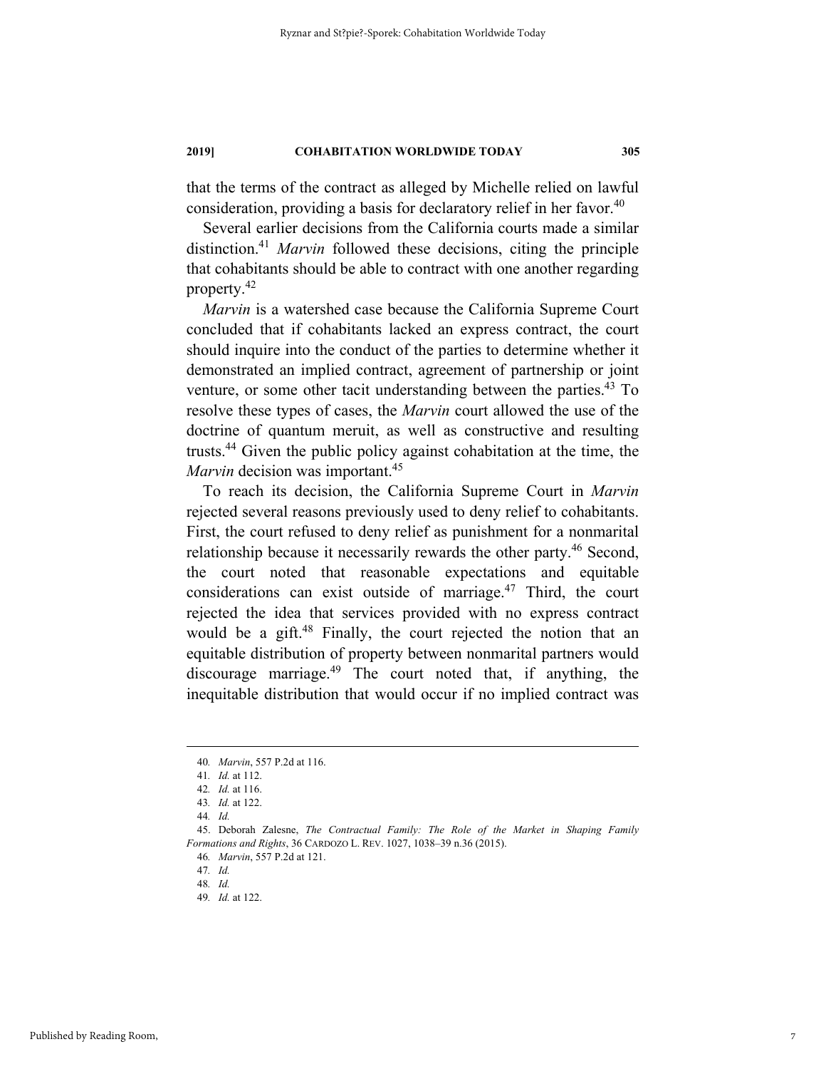that the terms of the contract as alleged by Michelle relied on lawful consideration, providing a basis for declaratory relief in her favor.[40]

Several earlier decisions from the California courts made a similar distinction.[41] *Marvin* followed these decisions, citing the principle that cohabitants should be able to contract with one another regarding property.[42]

*Marvin* is a watershed case because the California Supreme Court concluded that if cohabitants lacked an express contract, the court should inquire into the conduct of the parties to determine whether it demonstrated an implied contract, agreement of partnership or joint venture, or some other tacit understanding between the parties.[43] To resolve these types of cases, the *Marvin* court allowed the use of the doctrine of quantum meruit, as well as constructive and resulting trusts.[44] Given the public policy against cohabitation at the time, the *Marvin* decision was important.[45]

To reach its decision, the California Supreme Court in *Marvin* rejected several reasons previously used to deny relief to cohabitants. First, the court refused to deny relief as punishment for a nonmarital relationship because it necessarily rewards the other party.[46] Second, the court noted that reasonable expectations and equitable considerations can exist outside of marriage.[47] Third, the court rejected the idea that services provided with no express contract would be a gift.[48] Finally, the court rejected the notion that an equitable distribution of property between nonmarital partners would discourage marriage.[49] The court noted that, if anything, the inequitable distribution that would occur if no implied contract was

---

40. *Marvin*, 557 P.2d at 116.
41. *Id.* at 112.
42. *Id.* at 116.
43. *Id.* at 122.
44. *Id.*
45. Deborah Zalesne, *The Contractual Family: The Role of the Market in Shaping Family Formations and Rights*, 36 CARDOZO L. REV. 1027, 1038–39 n.36 (2015).
46. *Marvin*, 557 P.2d at 121.
47. *Id.*
48. *Id.*
49. *Id.* at 122.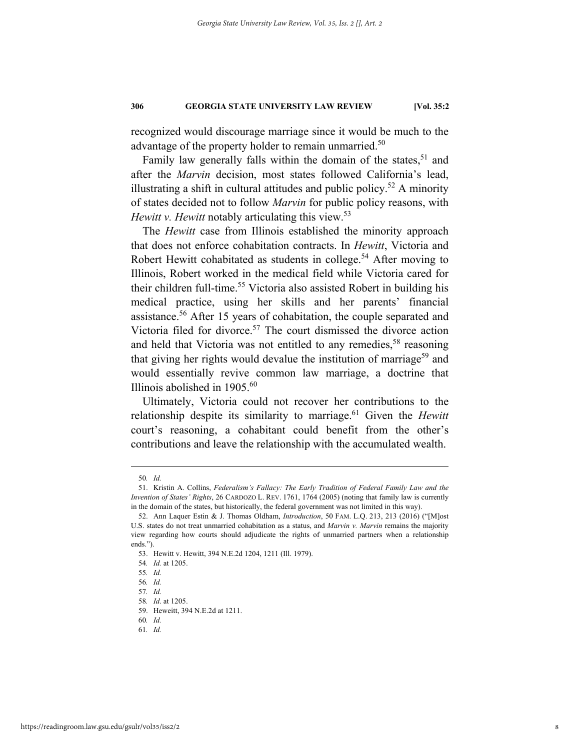recognized would discourage marriage since it would be much to the advantage of the property holder to remain unmarried.[50]

Family law generally falls within the domain of the states,[51] and after the *Marvin* decision, most states followed California's lead, illustrating a shift in cultural attitudes and public policy.[52] A minority of states decided not to follow *Marvin* for public policy reasons, with *Hewitt v. Hewitt* notably articulating this view.[53]

The *Hewitt* case from Illinois established the minority approach that does not enforce cohabitation contracts. In *Hewitt*, Victoria and Robert Hewitt cohabitated as students in college.[54] After moving to Illinois, Robert worked in the medical field while Victoria cared for their children full-time.[55] Victoria also assisted Robert in building his medical practice, using her skills and her parents' financial assistance.[56] After 15 years of cohabitation, the couple separated and Victoria filed for divorce.[57] The court dismissed the divorce action and held that Victoria was not entitled to any remedies,[58] reasoning that giving her rights would devalue the institution of marriage[59] and would essentially revive common law marriage, a doctrine that Illinois abolished in 1905.[60]

Ultimately, Victoria could not recover her contributions to the relationship despite its similarity to marriage.[61] Given the *Hewitt* court's reasoning, a cohabitant could benefit from the other's contributions and leave the relationship with the accumulated wealth.

---

50. *Id.*

51. Kristin A. Collins, *Federalism's Fallacy: The Early Tradition of Federal Family Law and the Invention of States' Rights*, 26 CARDOZO L. REV. 1761, 1764 (2005) (noting that family law is currently in the domain of the states, but historically, the federal government was not limited in this way).

52. Ann Laquer Estin & J. Thomas Oldham, *Introduction*, 50 FAM. L.Q. 213, 213 (2016) ("[M]ost U.S. states do not treat unmarried cohabitation as a status, and *Marvin v. Marvin* remains the majority view regarding how courts should adjudicate the rights of unmarried partners when a relationship ends.").

53. Hewitt v. Hewitt, 394 N.E.2d 1204, 1211 (Ill. 1979).

54. *Id.* at 1205.

55. *Id.*

56. *Id.*

57. *Id.*

58. *Id*. at 1205.

59. Heweitt, 394 N.E.2d at 1211.

60. *Id.*

61. *Id.*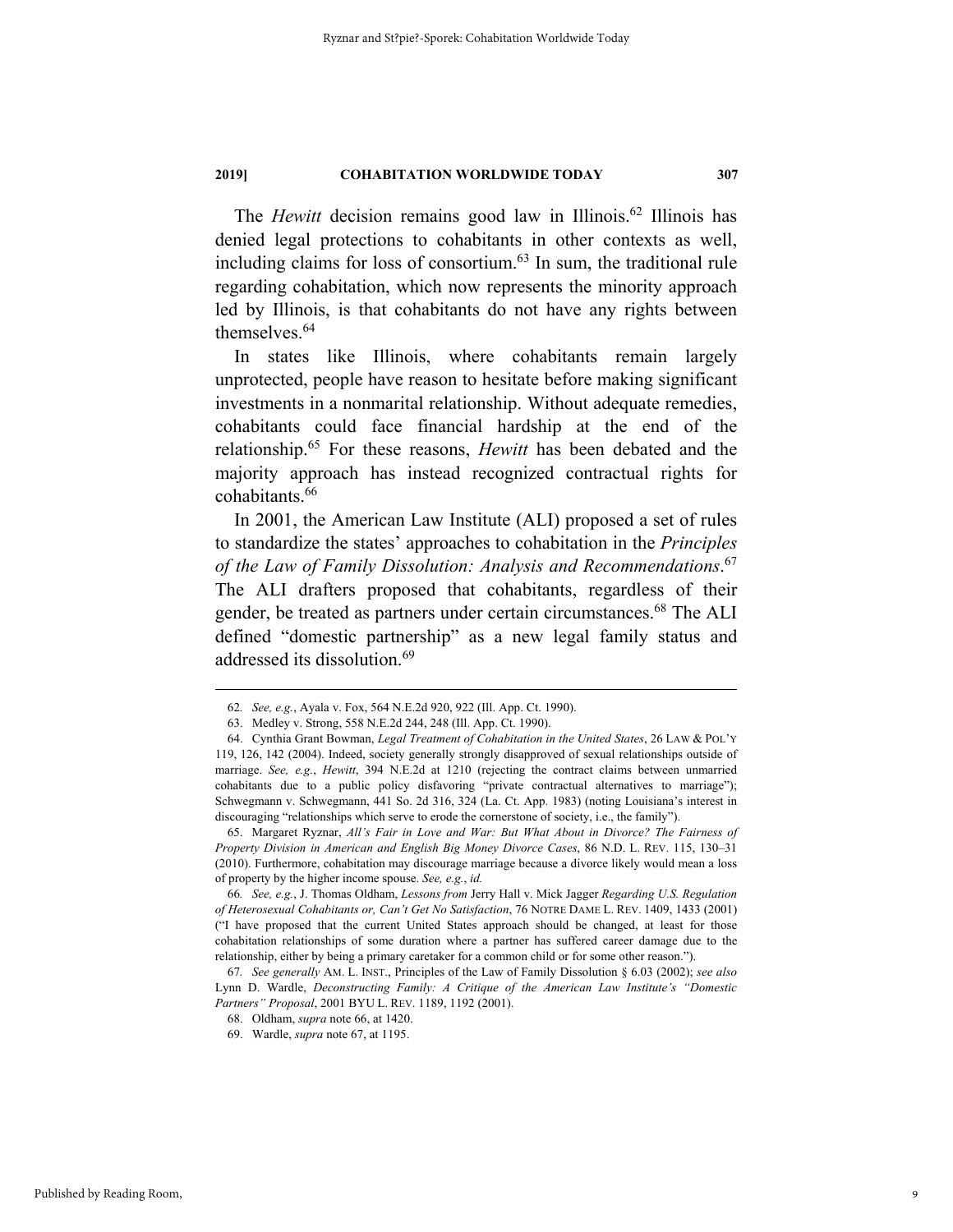The *Hewitt* decision remains good law in Illinois.[62] Illinois has denied legal protections to cohabitants in other contexts as well, including claims for loss of consortium.[63] In sum, the traditional rule regarding cohabitation, which now represents the minority approach led by Illinois, is that cohabitants do not have any rights between themselves.[64]

In states like Illinois, where cohabitants remain largely unprotected, people have reason to hesitate before making significant investments in a nonmarital relationship. Without adequate remedies, cohabitants could face financial hardship at the end of the relationship.[65] For these reasons, *Hewitt* has been debated and the majority approach has instead recognized contractual rights for cohabitants.[66]

In 2001, the American Law Institute (ALI) proposed a set of rules to standardize the states' approaches to cohabitation in the *Principles of the Law of Family Dissolution: Analysis and Recommendations*.[67] The ALI drafters proposed that cohabitants, regardless of their gender, be treated as partners under certain circumstances.[68] The ALI defined "domestic partnership" as a new legal family status and addressed its dissolution.[69]

---

62. *See, e.g.*, Ayala v. Fox, 564 N.E.2d 920, 922 (Ill. App. Ct. 1990).

63. Medley v. Strong, 558 N.E.2d 244, 248 (Ill. App. Ct. 1990).

64. Cynthia Grant Bowman, *Legal Treatment of Cohabitation in the United States*, 26 LAW & POL'Y 119, 126, 142 (2004). Indeed, society generally strongly disapproved of sexual relationships outside of marriage. *See, e.g.*, *Hewitt*, 394 N.E.2d at 1210 (rejecting the contract claims between unmarried cohabitants due to a public policy disfavoring "private contractual alternatives to marriage"); Schwegmann v. Schwegmann, 441 So. 2d 316, 324 (La. Ct. App. 1983) (noting Louisiana's interest in discouraging "relationships which serve to erode the cornerstone of society, i.e., the family").

65. Margaret Ryznar, *All's Fair in Love and War: But What About in Divorce? The Fairness of Property Division in American and English Big Money Divorce Cases*, 86 N.D. L. REV. 115, 130–31 (2010). Furthermore, cohabitation may discourage marriage because a divorce likely would mean a loss of property by the higher income spouse. *See, e.g.*, *id.*

66. *See, e.g.*, J. Thomas Oldham, *Lessons from* Jerry Hall v. Mick Jagger *Regarding U.S. Regulation of Heterosexual Cohabitants or, Can't Get No Satisfaction*, 76 NOTRE DAME L. REV. 1409, 1433 (2001) ("I have proposed that the current United States approach should be changed, at least for those cohabitation relationships of some duration where a partner has suffered career damage due to the relationship, either by being a primary caretaker for a common child or for some other reason.").

67. *See generally* AM. L. INST., Principles of the Law of Family Dissolution § 6.03 (2002); *see also* Lynn D. Wardle, *Deconstructing Family: A Critique of the American Law Institute's "Domestic Partners" Proposal*, 2001 BYU L. REV. 1189, 1192 (2001).

68. Oldham, *supra* note 66, at 1420.

69. Wardle, *supra* note 67, at 1195.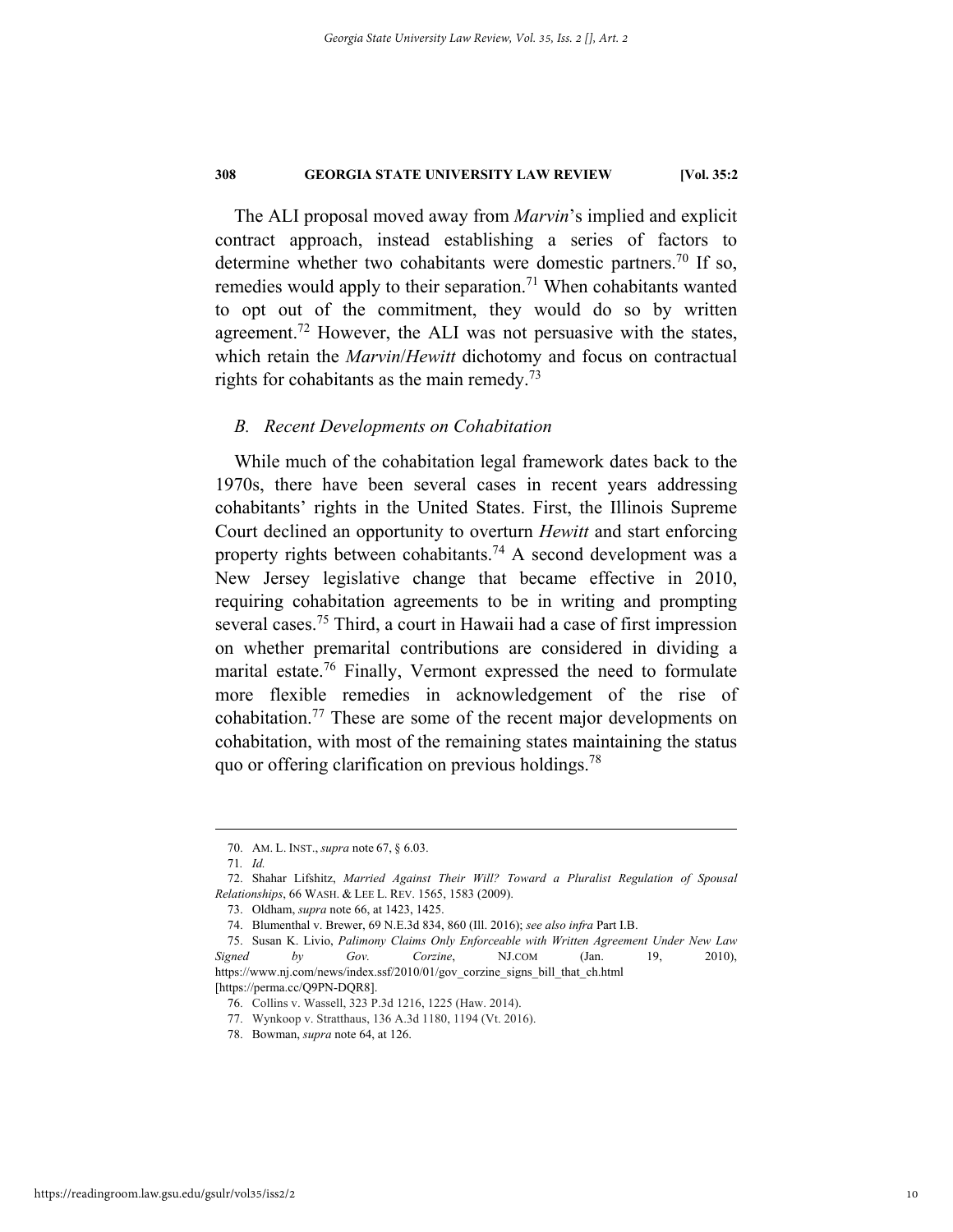The ALI proposal moved away from *Marvin*'s implied and explicit contract approach, instead establishing a series of factors to determine whether two cohabitants were domestic partners.[70] If so, remedies would apply to their separation.[71] When cohabitants wanted to opt out of the commitment, they would do so by written agreement.[72] However, the ALI was not persuasive with the states, which retain the *Marvin*/*Hewitt* dichotomy and focus on contractual rights for cohabitants as the main remedy.[73]

### *B. Recent Developments on Cohabitation*

While much of the cohabitation legal framework dates back to the 1970s, there have been several cases in recent years addressing cohabitants' rights in the United States. First, the Illinois Supreme Court declined an opportunity to overturn *Hewitt* and start enforcing property rights between cohabitants.[74] A second development was a New Jersey legislative change that became effective in 2010, requiring cohabitation agreements to be in writing and prompting several cases.[75] Third, a court in Hawaii had a case of first impression on whether premarital contributions are considered in dividing a marital estate.[76] Finally, Vermont expressed the need to formulate more flexible remedies in acknowledgement of the rise of cohabitation.[77] These are some of the recent major developments on cohabitation, with most of the remaining states maintaining the status quo or offering clarification on previous holdings.[78]

---

70. AM. L. INST., *supra* note 67, § 6.03.

71. *Id.*

72. Shahar Lifshitz, *Married Against Their Will? Toward a Pluralist Regulation of Spousal Relationships*, 66 WASH. & LEE L. REV. 1565, 1583 (2009).

73. Oldham, *supra* note 66, at 1423, 1425.

74. Blumenthal v. Brewer, 69 N.E.3d 834, 860 (Ill. 2016); *see also infra* Part I.B.

75. Susan K. Livio, *Palimony Claims Only Enforceable with Written Agreement Under New Law Signed by Gov. Corzine*, NJ.COM (Jan. 19, 2010), https://www.nj.com/news/index.ssf/2010/01/gov_corzine_signs_bill_that_ch.html [https://perma.cc/Q9PN-DQR8].

76. Collins v. Wassell, 323 P.3d 1216, 1225 (Haw. 2014).

77. Wynkoop v. Stratthaus, 136 A.3d 1180, 1194 (Vt. 2016).

78. Bowman, *supra* note 64, at 126.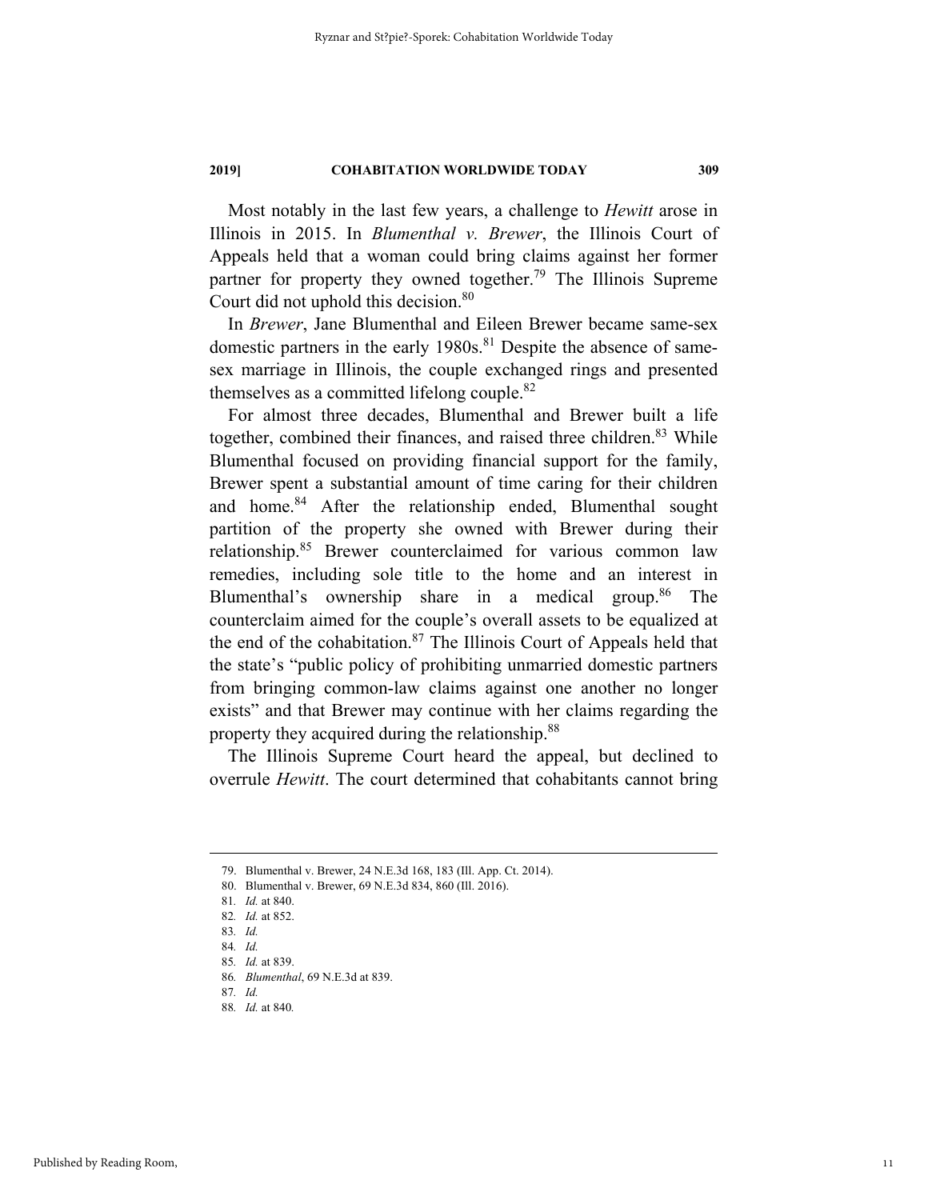Most notably in the last few years, a challenge to *Hewitt* arose in Illinois in 2015. In *Blumenthal v. Brewer*, the Illinois Court of Appeals held that a woman could bring claims against her former partner for property they owned together.[79] The Illinois Supreme Court did not uphold this decision.[80]

In *Brewer*, Jane Blumenthal and Eileen Brewer became same-sex domestic partners in the early 1980s.[81] Despite the absence of same-sex marriage in Illinois, the couple exchanged rings and presented themselves as a committed lifelong couple.[82]

For almost three decades, Blumenthal and Brewer built a life together, combined their finances, and raised three children.[83] While Blumenthal focused on providing financial support for the family, Brewer spent a substantial amount of time caring for their children and home.[84] After the relationship ended, Blumenthal sought partition of the property she owned with Brewer during their relationship.[85] Brewer counterclaimed for various common law remedies, including sole title to the home and an interest in Blumenthal's ownership share in a medical group.[86] The counterclaim aimed for the couple's overall assets to be equalized at the end of the cohabitation.[87] The Illinois Court of Appeals held that the state's "public policy of prohibiting unmarried domestic partners from bringing common-law claims against one another no longer exists" and that Brewer may continue with her claims regarding the property they acquired during the relationship.[88]

The Illinois Supreme Court heard the appeal, but declined to overrule *Hewitt*. The court determined that cohabitants cannot bring

---

79. Blumenthal v. Brewer, 24 N.E.3d 168, 183 (Ill. App. Ct. 2014).
80. Blumenthal v. Brewer, 69 N.E.3d 834, 860 (Ill. 2016).
81. *Id.* at 840.
82. *Id.* at 852.
83. *Id.*
84. *Id.*
85. *Id.* at 839.
86. *Blumenthal*, 69 N.E.3d at 839.
87. *Id.*
88. *Id.* at 840.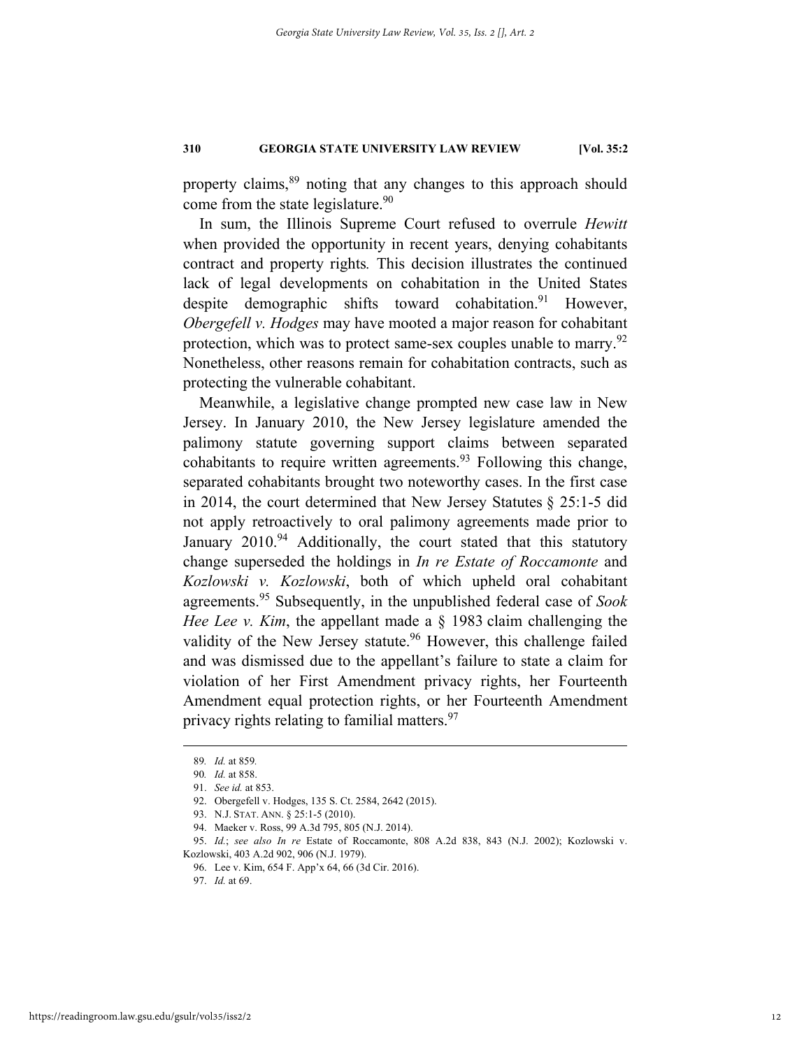property claims,[89] noting that any changes to this approach should come from the state legislature.[90]

In sum, the Illinois Supreme Court refused to overrule *Hewitt* when provided the opportunity in recent years, denying cohabitants contract and property rights. This decision illustrates the continued lack of legal developments on cohabitation in the United States despite demographic shifts toward cohabitation.[91] However, *Obergefell v. Hodges* may have mooted a major reason for cohabitant protection, which was to protect same-sex couples unable to marry.[92] Nonetheless, other reasons remain for cohabitation contracts, such as protecting the vulnerable cohabitant.

Meanwhile, a legislative change prompted new case law in New Jersey. In January 2010, the New Jersey legislature amended the palimony statute governing support claims between separated cohabitants to require written agreements.[93] Following this change, separated cohabitants brought two noteworthy cases. In the first case in 2014, the court determined that New Jersey Statutes § 25:1-5 did not apply retroactively to oral palimony agreements made prior to January 2010.[94] Additionally, the court stated that this statutory change superseded the holdings in *In re Estate of Roccamonte* and *Kozlowski v. Kozlowski*, both of which upheld oral cohabitant agreements.[95] Subsequently, in the unpublished federal case of *Sook Hee Lee v. Kim*, the appellant made a § 1983 claim challenging the validity of the New Jersey statute.[96] However, this challenge failed and was dismissed due to the appellant's failure to state a claim for violation of her First Amendment privacy rights, her Fourteenth Amendment equal protection rights, or her Fourteenth Amendment privacy rights relating to familial matters.[97]

---

89. *Id.* at 859.

90. *Id.* at 858.

91. *See id.* at 853.

92. Obergefell v. Hodges, 135 S. Ct. 2584, 2642 (2015).

93. N.J. STAT. ANN. § 25:1-5 (2010).

94. Maeker v. Ross, 99 A.3d 795, 805 (N.J. 2014).

95. *Id.*; *see also In re* Estate of Roccamonte, 808 A.2d 838, 843 (N.J. 2002); Kozlowski v. Kozlowski, 403 A.2d 902, 906 (N.J. 1979).

96. Lee v. Kim, 654 F. App'x 64, 66 (3d Cir. 2016).

97. *Id.* at 69.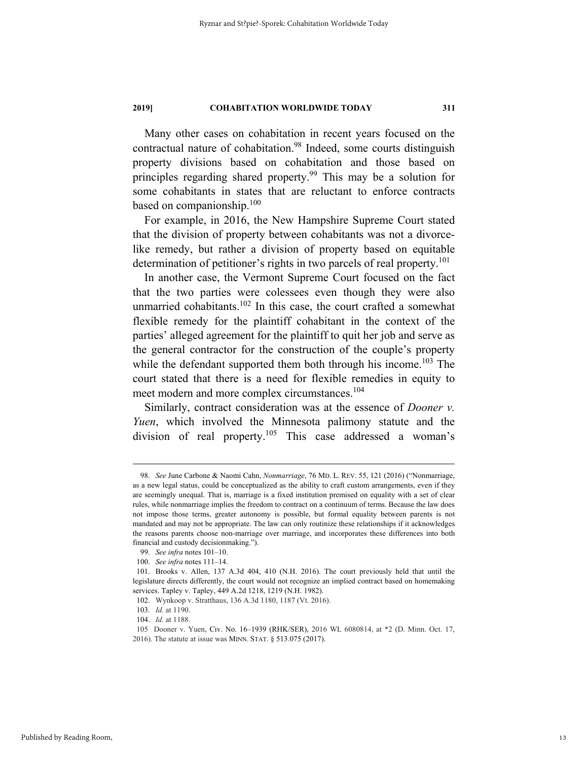Many other cases on cohabitation in recent years focused on the contractual nature of cohabitation.[98] Indeed, some courts distinguish property divisions based on cohabitation and those based on principles regarding shared property.[99] This may be a solution for some cohabitants in states that are reluctant to enforce contracts based on companionship.[100]

For example, in 2016, the New Hampshire Supreme Court stated that the division of property between cohabitants was not a divorce-like remedy, but rather a division of property based on equitable determination of petitioner's rights in two parcels of real property.[101]

In another case, the Vermont Supreme Court focused on the fact that the two parties were colessees even though they were also unmarried cohabitants.[102] In this case, the court crafted a somewhat flexible remedy for the plaintiff cohabitant in the context of the parties' alleged agreement for the plaintiff to quit her job and serve as the general contractor for the construction of the couple's property while the defendant supported them both through his income.[103] The court stated that there is a need for flexible remedies in equity to meet modern and more complex circumstances.[104]

Similarly, contract consideration was at the essence of *Dooner v. Yuen*, which involved the Minnesota palimony statute and the division of real property.[105] This case addressed a woman's

---

98. *See* June Carbone & Naomi Cahn, *Nonmarriage*, 76 MD. L. REV. 55, 121 (2016) ("Nonmarriage, as a new legal status, could be conceptualized as the ability to craft custom arrangements, even if they are seemingly unequal. That is, marriage is a fixed institution premised on equality with a set of clear rules, while nonmarriage implies the freedom to contract on a continuum of terms. Because the law does not impose those terms, greater autonomy is possible, but formal equality between parents is not mandated and may not be appropriate. The law can only routinize these relationships if it acknowledges the reasons parents choose non-marriage over marriage, and incorporates these differences into both financial and custody decisionmaking.").

99. *See infra* notes 101–10.

100. *See infra* notes 111–14.

101. Brooks v. Allen, 137 A.3d 404, 410 (N.H. 2016). The court previously held that until the legislature directs differently, the court would not recognize an implied contract based on homemaking services. Tapley v. Tapley, 449 A.2d 1218, 1219 (N.H. 1982).

102. Wynkoop v. Stratthaus, 136 A.3d 1180, 1187 (Vt. 2016).

103. *Id.* at 1190.

104. *Id.* at 1188.

105 Dooner v. Yuen, Civ. No. 16–1939 (RHK/SER), 2016 WL 6080814, at *2 (D. Minn. Oct. 17, 2016). The statute at issue was MINN. STAT. § 513.075 (2017).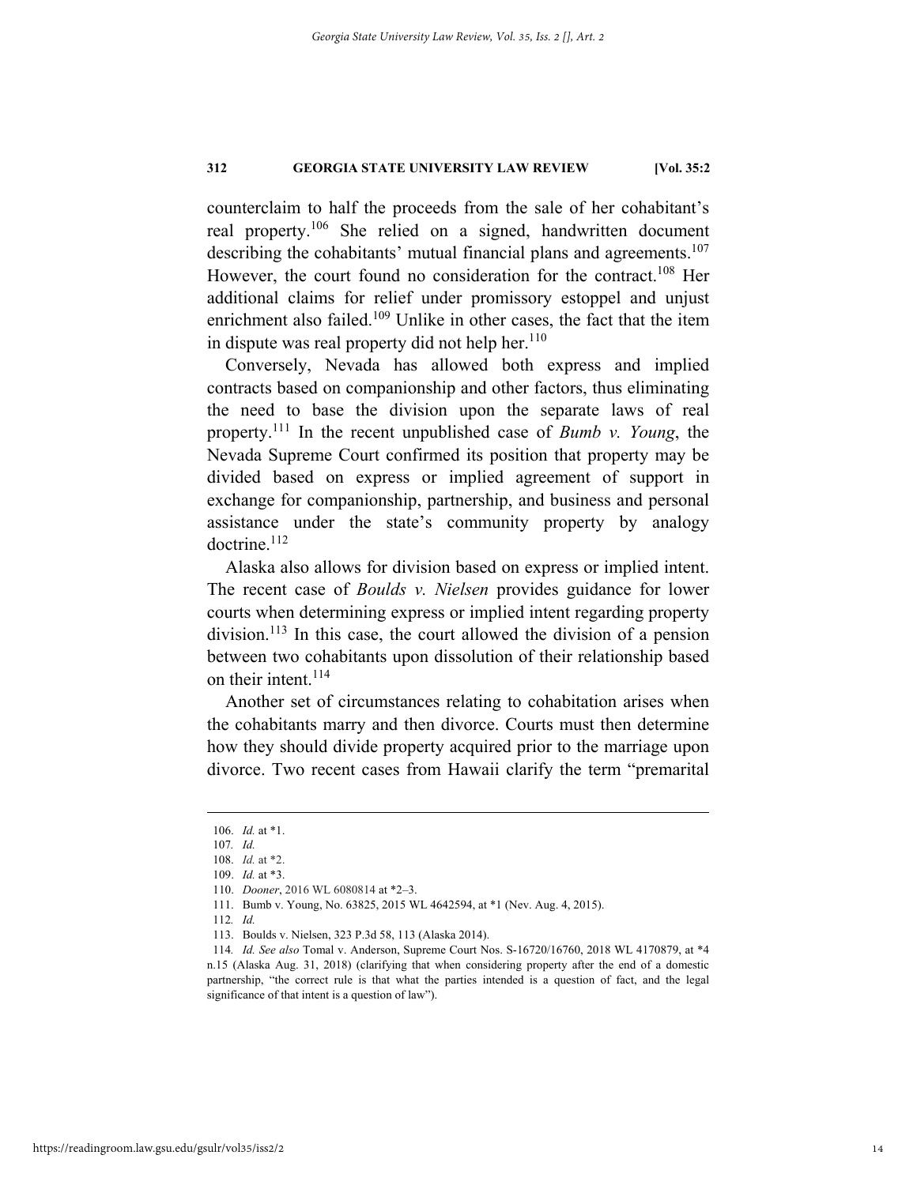counterclaim to half the proceeds from the sale of her cohabitant's real property.[106] She relied on a signed, handwritten document describing the cohabitants' mutual financial plans and agreements.[107] However, the court found no consideration for the contract.[108] Her additional claims for relief under promissory estoppel and unjust enrichment also failed.[109] Unlike in other cases, the fact that the item in dispute was real property did not help her.[110]

Conversely, Nevada has allowed both express and implied contracts based on companionship and other factors, thus eliminating the need to base the division upon the separate laws of real property.[111] In the recent unpublished case of *Bumb v. Young*, the Nevada Supreme Court confirmed its position that property may be divided based on express or implied agreement of support in exchange for companionship, partnership, and business and personal assistance under the state's community property by analogy doctrine.[112]

Alaska also allows for division based on express or implied intent. The recent case of *Boulds v. Nielsen* provides guidance for lower courts when determining express or implied intent regarding property division.[113] In this case, the court allowed the division of a pension between two cohabitants upon dissolution of their relationship based on their intent.[114]

Another set of circumstances relating to cohabitation arises when the cohabitants marry and then divorce. Courts must then determine how they should divide property acquired prior to the marriage upon divorce. Two recent cases from Hawaii clarify the term "premarital

---

106. *Id.* at \*1.

107. *Id.*

108. *Id.* at \*2.

109. *Id.* at \*3.

110. *Dooner*, 2016 WL 6080814 at \*2–3.

111. Bumb v. Young, No. 63825, 2015 WL 4642594, at \*1 (Nev. Aug. 4, 2015).

112. *Id.*

113. Boulds v. Nielsen, 323 P.3d 58, 113 (Alaska 2014).

114. *Id. See also* Tomal v. Anderson, Supreme Court Nos. S-16720/16760, 2018 WL 4170879, at \*4 n.15 (Alaska Aug. 31, 2018) (clarifying that when considering property after the end of a domestic partnership, "the correct rule is that what the parties intended is a question of fact, and the legal significance of that intent is a question of law").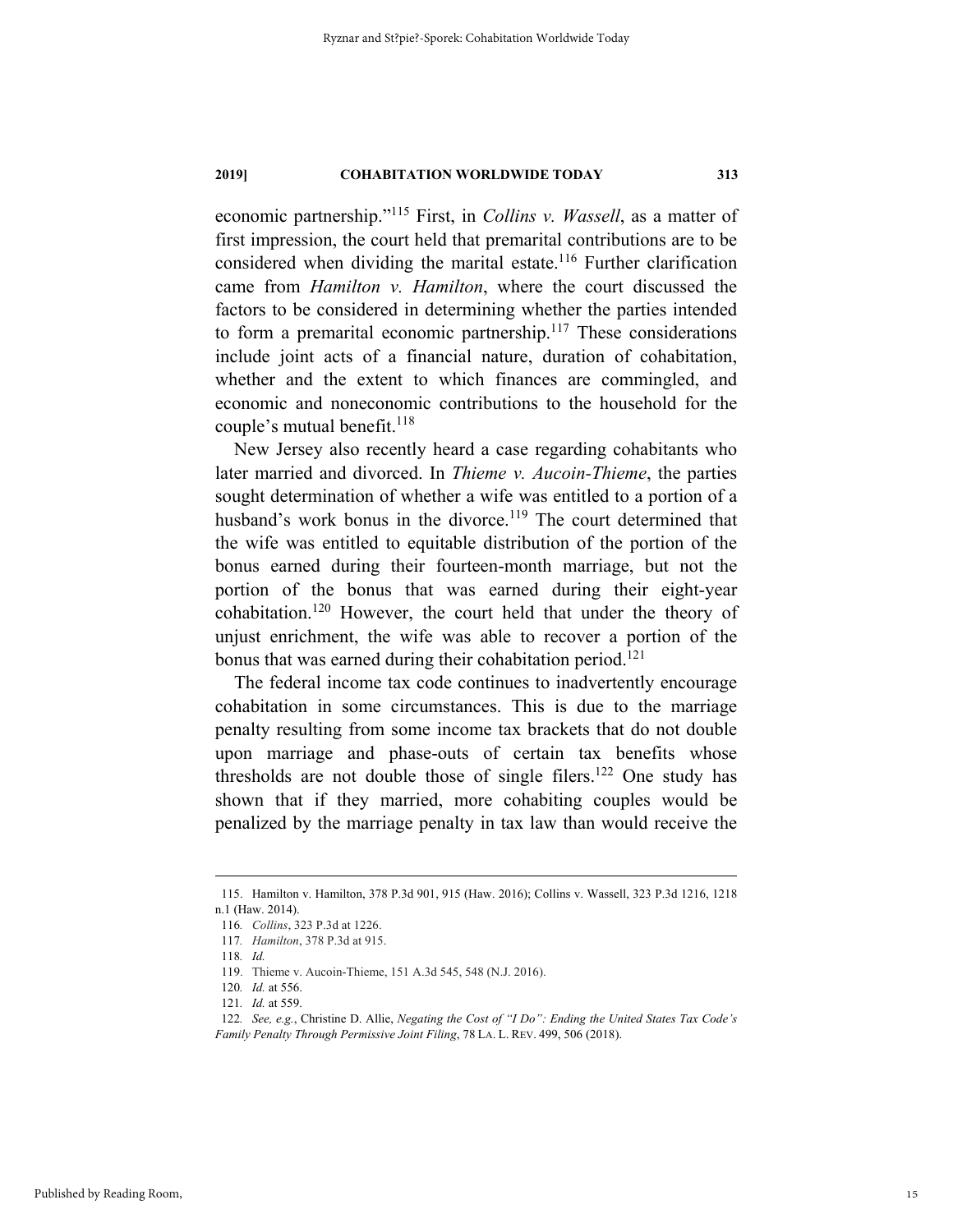economic partnership."[115] First, in *Collins v. Wassell*, as a matter of first impression, the court held that premarital contributions are to be considered when dividing the marital estate.[116] Further clarification came from *Hamilton v. Hamilton*, where the court discussed the factors to be considered in determining whether the parties intended to form a premarital economic partnership.[117] These considerations include joint acts of a financial nature, duration of cohabitation, whether and the extent to which finances are commingled, and economic and noneconomic contributions to the household for the couple's mutual benefit.[118]

New Jersey also recently heard a case regarding cohabitants who later married and divorced. In *Thieme v. Aucoin-Thieme*, the parties sought determination of whether a wife was entitled to a portion of a husband's work bonus in the divorce.[119] The court determined that the wife was entitled to equitable distribution of the portion of the bonus earned during their fourteen-month marriage, but not the portion of the bonus that was earned during their eight-year cohabitation.[120] However, the court held that under the theory of unjust enrichment, the wife was able to recover a portion of the bonus that was earned during their cohabitation period.[121]

The federal income tax code continues to inadvertently encourage cohabitation in some circumstances. This is due to the marriage penalty resulting from some income tax brackets that do not double upon marriage and phase-outs of certain tax benefits whose thresholds are not double those of single filers.[122] One study has shown that if they married, more cohabiting couples would be penalized by the marriage penalty in tax law than would receive the

---

115. Hamilton v. Hamilton, 378 P.3d 901, 915 (Haw. 2016); Collins v. Wassell, 323 P.3d 1216, 1218 n.1 (Haw. 2014).

116. *Collins*, 323 P.3d at 1226.

117. *Hamilton*, 378 P.3d at 915.

118. *Id.*

119. Thieme v. Aucoin-Thieme, 151 A.3d 545, 548 (N.J. 2016).

120. *Id.* at 556.

121. *Id.* at 559.

122. *See, e.g.*, Christine D. Allie, *Negating the Cost of "I Do": Ending the United States Tax Code's Family Penalty Through Permissive Joint Filing*, 78 LA. L. REV. 499, 506 (2018).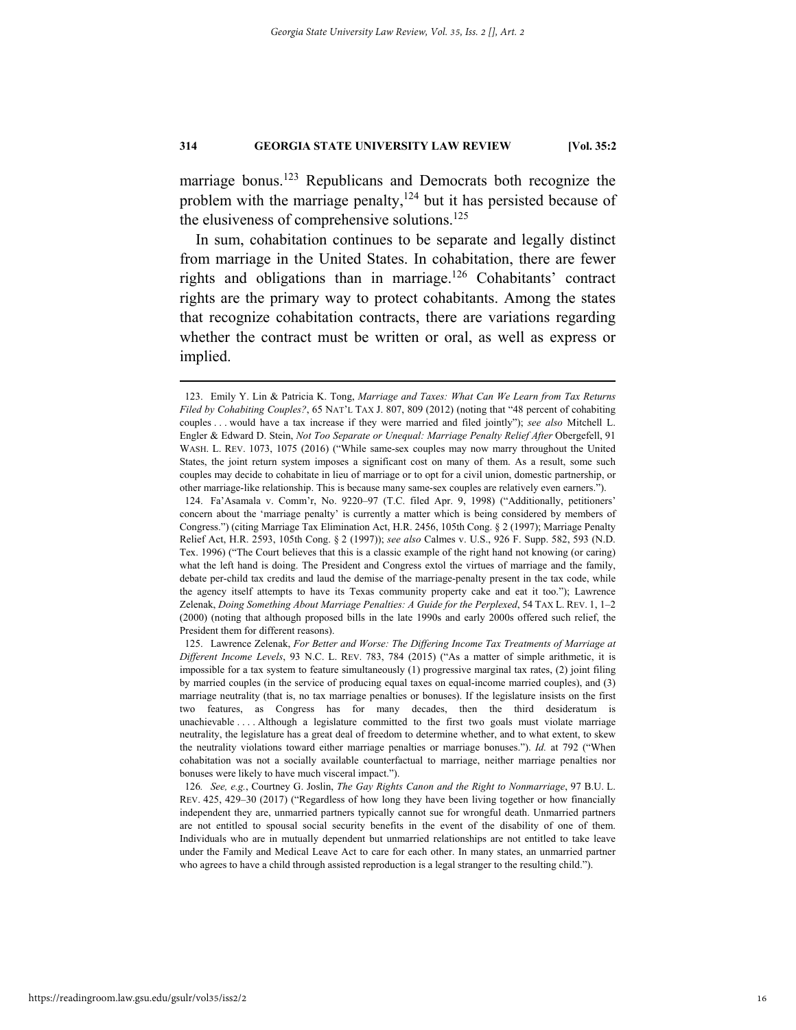marriage bonus.[123] Republicans and Democrats both recognize the problem with the marriage penalty,[124] but it has persisted because of the elusiveness of comprehensive solutions.[125]

In sum, cohabitation continues to be separate and legally distinct from marriage in the United States. In cohabitation, there are fewer rights and obligations than in marriage.[126] Cohabitants' contract rights are the primary way to protect cohabitants. Among the states that recognize cohabitation contracts, there are variations regarding whether the contract must be written or oral, as well as express or implied.

---

123. Emily Y. Lin & Patricia K. Tong, *Marriage and Taxes: What Can We Learn from Tax Returns Filed by Cohabiting Couples?*, 65 NAT'L TAX J. 807, 809 (2012) (noting that "48 percent of cohabiting couples . . . would have a tax increase if they were married and filed jointly"); *see also* Mitchell L. Engler & Edward D. Stein, *Not Too Separate or Unequal: Marriage Penalty Relief After* Obergefell, 91 WASH. L. REV. 1073, 1075 (2016) ("While same-sex couples may now marry throughout the United States, the joint return system imposes a significant cost on many of them. As a result, some such couples may decide to cohabitate in lieu of marriage or to opt for a civil union, domestic partnership, or other marriage-like relationship. This is because many same-sex couples are relatively even earners.").

124. Fa'Asamala v. Comm'r, No. 9220–97 (T.C. filed Apr. 9, 1998) ("Additionally, petitioners' concern about the 'marriage penalty' is currently a matter which is being considered by members of Congress.") (citing Marriage Tax Elimination Act, H.R. 2456, 105th Cong. § 2 (1997); Marriage Penalty Relief Act, H.R. 2593, 105th Cong. § 2 (1997)); *see also* Calmes v. U.S., 926 F. Supp. 582, 593 (N.D. Tex. 1996) ("The Court believes that this is a classic example of the right hand not knowing (or caring) what the left hand is doing. The President and Congress extol the virtues of marriage and the family, debate per-child tax credits and laud the demise of the marriage-penalty present in the tax code, while the agency itself attempts to have its Texas community property cake and eat it too."); Lawrence Zelenak, *Doing Something About Marriage Penalties: A Guide for the Perplexed*, 54 TAX L. REV. 1, 1–2 (2000) (noting that although proposed bills in the late 1990s and early 2000s offered such relief, the President them for different reasons).

125. Lawrence Zelenak, *For Better and Worse: The Differing Income Tax Treatments of Marriage at Different Income Levels*, 93 N.C. L. REV. 783, 784 (2015) ("As a matter of simple arithmetic, it is impossible for a tax system to feature simultaneously (1) progressive marginal tax rates, (2) joint filing by married couples (in the service of producing equal taxes on equal-income married couples), and (3) marriage neutrality (that is, no tax marriage penalties or bonuses). If the legislature insists on the first two features, as Congress has for many decades, then the third desideratum is unachievable . . . . Although a legislature committed to the first two goals must violate marriage neutrality, the legislature has a great deal of freedom to determine whether, and to what extent, to skew the neutrality violations toward either marriage penalties or marriage bonuses."). *Id.* at 792 ("When cohabitation was not a socially available counterfactual to marriage, neither marriage penalties nor bonuses were likely to have much visceral impact.").

126. *See, e.g.*, Courtney G. Joslin, *The Gay Rights Canon and the Right to Nonmarriage*, 97 B.U. L. REV. 425, 429–30 (2017) ("Regardless of how long they have been living together or how financially independent they are, unmarried partners typically cannot sue for wrongful death. Unmarried partners are not entitled to spousal social security benefits in the event of the disability of one of them. Individuals who are in mutually dependent but unmarried relationships are not entitled to take leave under the Family and Medical Leave Act to care for each other. In many states, an unmarried partner who agrees to have a child through assisted reproduction is a legal stranger to the resulting child.").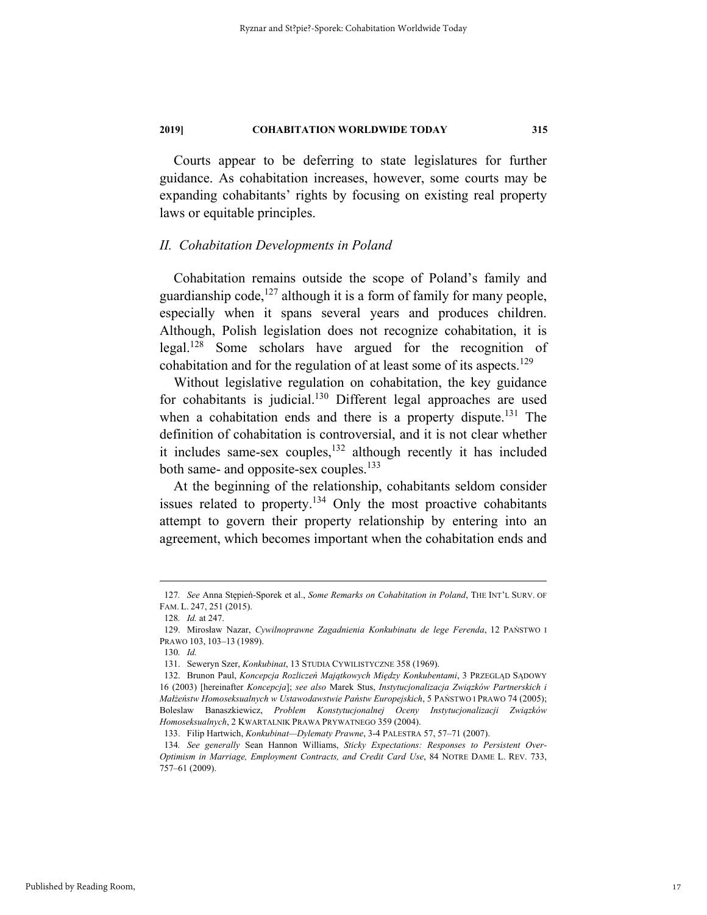Courts appear to be deferring to state legislatures for further guidance. As cohabitation increases, however, some courts may be expanding cohabitants' rights by focusing on existing real property laws or equitable principles.

## *II. Cohabitation Developments in Poland*

Cohabitation remains outside the scope of Poland's family and guardianship code,[127] although it is a form of family for many people, especially when it spans several years and produces children. Although, Polish legislation does not recognize cohabitation, it is legal.[128] Some scholars have argued for the recognition of cohabitation and for the regulation of at least some of its aspects.[129]

Without legislative regulation on cohabitation, the key guidance for cohabitants is judicial.[130] Different legal approaches are used when a cohabitation ends and there is a property dispute.[131] The definition of cohabitation is controversial, and it is not clear whether it includes same-sex couples,[132] although recently it has included both same- and opposite-sex couples.[133]

At the beginning of the relationship, cohabitants seldom consider issues related to property.[134] Only the most proactive cohabitants attempt to govern their property relationship by entering into an agreement, which becomes important when the cohabitation ends and

---

127. *See* Anna Stępień-Sporek et al., *Some Remarks on Cohabitation in Poland*, THE INT'L SURV. OF FAM. L. 247, 251 (2015).

128. *Id.* at 247.

129. Mirosław Nazar, *Cywilnoprawne Zagadnienia Konkubinatu de lege Ferenda*, 12 PAŃSTWO I PRAWO 103, 103–13 (1989).

130. *Id.*

131. Seweryn Szer, *Konkubinat*, 13 STUDIA CYWILISTYCZNE 358 (1969).

132. Brunon Paul, *Koncepcja Rozliczeń Majątkowych Między Konkubentami*, 3 PRZEGLĄD SĄDOWY 16 (2003) [hereinafter *Koncepcja*]; *see also* Marek Stus, *Instytucjonalizacja Związków Partnerskich i Małżeństw Homoseksualnych w Ustawodawstwie Państw Europejskich*, 5 PAŃSTWO I PRAWO 74 (2005); Boleslaw Banaszkiewicz, *Problem Konstytucjonalnej Oceny Instytucjonalizacji Związków Homoseksualnych*, 2 KWARTALNIK PRAWA PRYWATNEGO 359 (2004).

133. Filip Hartwich, *Konkubinat—Dylematy Prawne*, 3-4 PALESTRA 57, 57–71 (2007).

134. *See generally* Sean Hannon Williams, *Sticky Expectations: Responses to Persistent Over-Optimism in Marriage, Employment Contracts, and Credit Card Use*, 84 NOTRE DAME L. REV. 733, 757–61 (2009).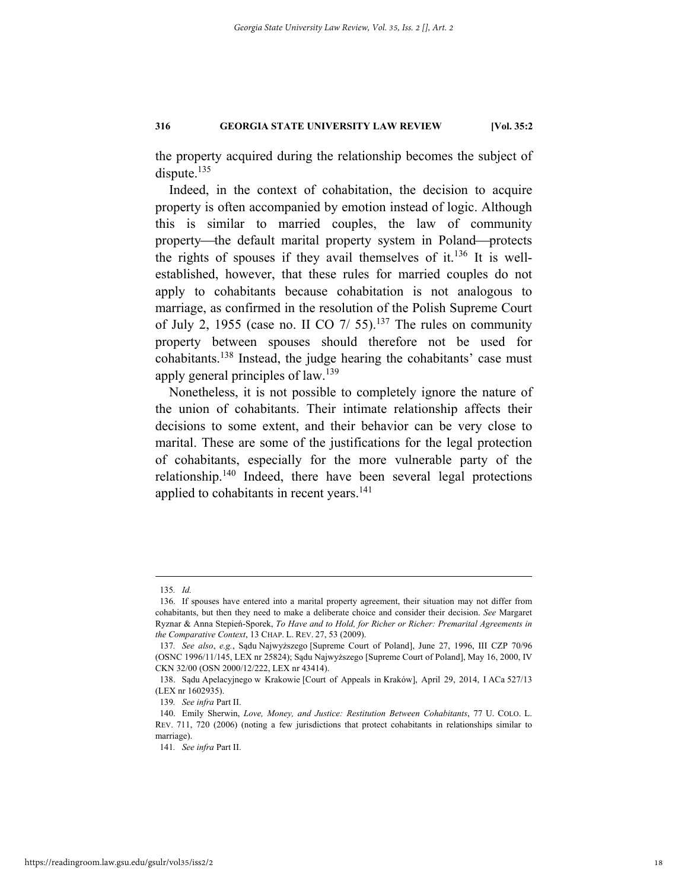the property acquired during the relationship becomes the subject of dispute.[135]

Indeed, in the context of cohabitation, the decision to acquire property is often accompanied by emotion instead of logic. Although this is similar to married couples, the law of community property—the default marital property system in Poland—protects the rights of spouses if they avail themselves of it.[136] It is well-established, however, that these rules for married couples do not apply to cohabitants because cohabitation is not analogous to marriage, as confirmed in the resolution of the Polish Supreme Court of July 2, 1955 (case no. II CO 7/ 55).[137] The rules on community property between spouses should therefore not be used for cohabitants.[138] Instead, the judge hearing the cohabitants' case must apply general principles of law.[139]

Nonetheless, it is not possible to completely ignore the nature of the union of cohabitants. Their intimate relationship affects their decisions to some extent, and their behavior can be very close to marital. These are some of the justifications for the legal protection of cohabitants, especially for the more vulnerable party of the relationship.[140] Indeed, there have been several legal protections applied to cohabitants in recent years.[141]

---

135. *Id.*

136. If spouses have entered into a marital property agreement, their situation may not differ from cohabitants, but then they need to make a deliberate choice and consider their decision. *See* Margaret Ryznar & Anna Stepień-Sporek, *To Have and to Hold, for Richer or Richer: Premarital Agreements in the Comparative Context*, 13 CHAP. L. REV. 27, 53 (2009).

137. *See also*, *e.g.*, Sądu Najwyższego [Supreme Court of Poland], June 27, 1996, III CZP 70/96 (OSNC 1996/11/145, LEX nr 25824); Sądu Najwyższego [Supreme Court of Poland], May 16, 2000, IV CKN 32/00 (OSN 2000/12/222, LEX nr 43414).

138. Sądu Apelacyjnego w Krakowie [Court of Appeals in Kraków], April 29, 2014, I ACa 527/13 (LEX nr 1602935).

139. *See infra* Part II.

140. Emily Sherwin, *Love, Money, and Justice: Restitution Between Cohabitants*, 77 U. COLO. L. REV. 711, 720 (2006) (noting a few jurisdictions that protect cohabitants in relationships similar to marriage).

141. *See infra* Part II.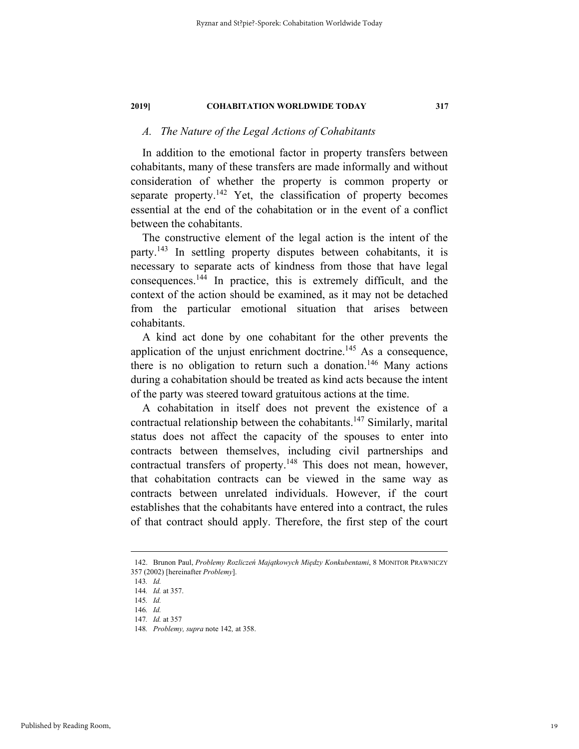### *A. The Nature of the Legal Actions of Cohabitants*

In addition to the emotional factor in property transfers between cohabitants, many of these transfers are made informally and without consideration of whether the property is common property or separate property.[142] Yet, the classification of property becomes essential at the end of the cohabitation or in the event of a conflict between the cohabitants.

The constructive element of the legal action is the intent of the party.[143] In settling property disputes between cohabitants, it is necessary to separate acts of kindness from those that have legal consequences.[144] In practice, this is extremely difficult, and the context of the action should be examined, as it may not be detached from the particular emotional situation that arises between cohabitants.

A kind act done by one cohabitant for the other prevents the application of the unjust enrichment doctrine.[145] As a consequence, there is no obligation to return such a donation.[146] Many actions during a cohabitation should be treated as kind acts because the intent of the party was steered toward gratuitous actions at the time.

A cohabitation in itself does not prevent the existence of a contractual relationship between the cohabitants.[147] Similarly, marital status does not affect the capacity of the spouses to enter into contracts between themselves, including civil partnerships and contractual transfers of property.[148] This does not mean, however, that cohabitation contracts can be viewed in the same way as contracts between unrelated individuals. However, if the court establishes that the cohabitants have entered into a contract, the rules of that contract should apply. Therefore, the first step of the court

---

142. Brunon Paul, *Problemy Rozliczeń Majątkowych Między Konkubentami*, 8 MONITOR PRAWNICZY 357 (2002) [hereinafter *Problemy*].

143. *Id.*

144. *Id.* at 357.

145. *Id.*

146. *Id.*

147. *Id.* at 357

148. *Problemy, supra* note 142, at 358.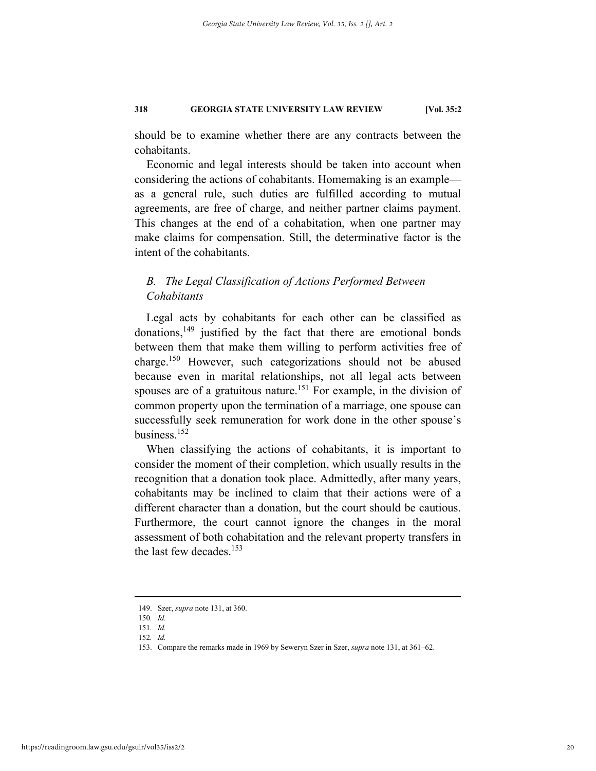should be to examine whether there are any contracts between the cohabitants.

Economic and legal interests should be taken into account when considering the actions of cohabitants. Homemaking is an example—as a general rule, such duties are fulfilled according to mutual agreements, are free of charge, and neither partner claims payment. This changes at the end of a cohabitation, when one partner may make claims for compensation. Still, the determinative factor is the intent of the cohabitants.

### *B. The Legal Classification of Actions Performed Between Cohabitants*

Legal acts by cohabitants for each other can be classified as donations,[149] justified by the fact that there are emotional bonds between them that make them willing to perform activities free of charge.[150] However, such categorizations should not be abused because even in marital relationships, not all legal acts between spouses are of a gratuitous nature.[151] For example, in the division of common property upon the termination of a marriage, one spouse can successfully seek remuneration for work done in the other spouse's business.[152]

When classifying the actions of cohabitants, it is important to consider the moment of their completion, which usually results in the recognition that a donation took place. Admittedly, after many years, cohabitants may be inclined to claim that their actions were of a different character than a donation, but the court should be cautious. Furthermore, the court cannot ignore the changes in the moral assessment of both cohabitation and the relevant property transfers in the last few decades.[153]

---

149. Szer, *supra* note 131, at 360.

150. *Id.*

151. *Id.*

152. *Id.*

153. Compare the remarks made in 1969 by Seweryn Szer in Szer, *supra* note 131, at 361–62.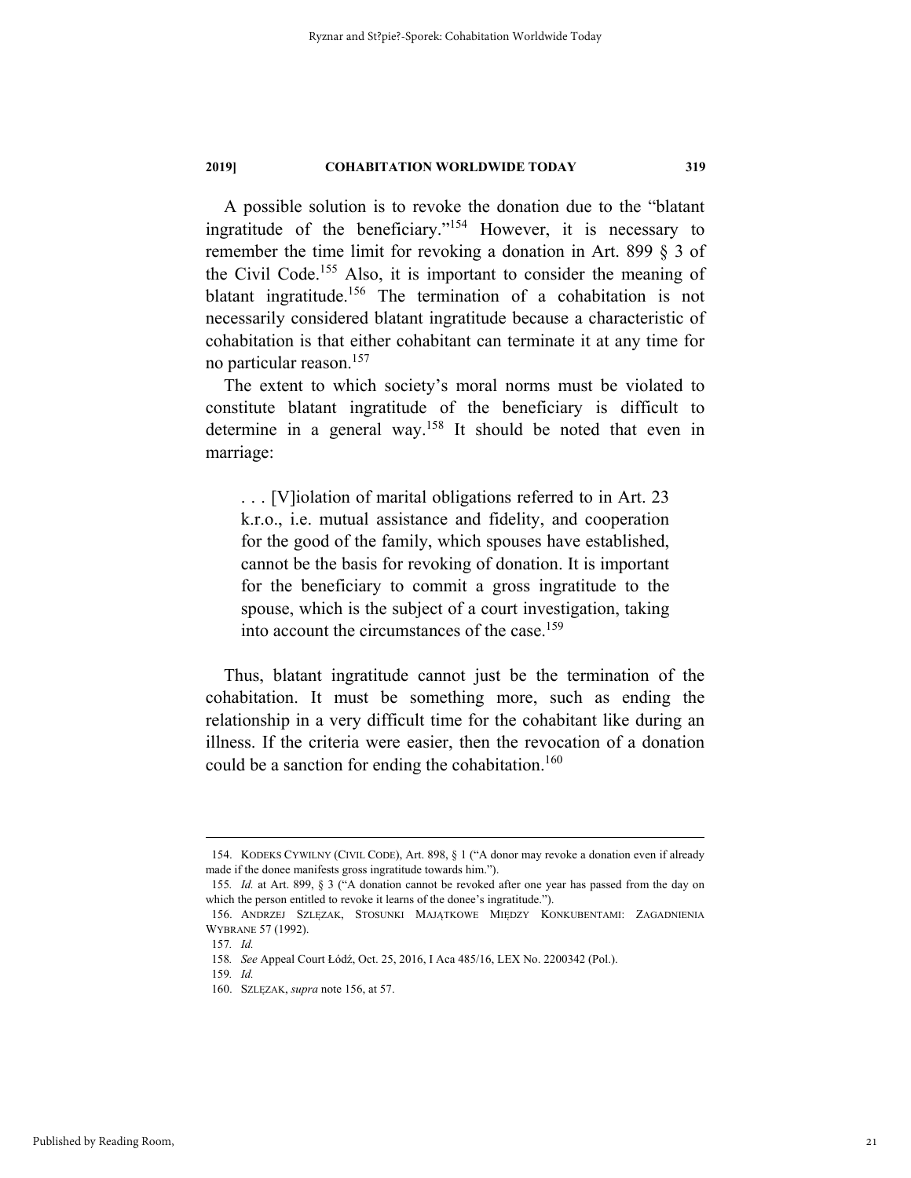A possible solution is to revoke the donation due to the "blatant ingratitude of the beneficiary."[154] However, it is necessary to remember the time limit for revoking a donation in Art. 899 § 3 of the Civil Code.[155] Also, it is important to consider the meaning of blatant ingratitude.[156] The termination of a cohabitation is not necessarily considered blatant ingratitude because a characteristic of cohabitation is that either cohabitant can terminate it at any time for no particular reason.[157]

The extent to which society's moral norms must be violated to constitute blatant ingratitude of the beneficiary is difficult to determine in a general way.[158] It should be noted that even in marriage:

> . . . [V]iolation of marital obligations referred to in Art. 23 k.r.o., i.e. mutual assistance and fidelity, and cooperation for the good of the family, which spouses have established, cannot be the basis for revoking of donation. It is important for the beneficiary to commit a gross ingratitude to the spouse, which is the subject of a court investigation, taking into account the circumstances of the case.[159]

Thus, blatant ingratitude cannot just be the termination of the cohabitation. It must be something more, such as ending the relationship in a very difficult time for the cohabitant like during an illness. If the criteria were easier, then the revocation of a donation could be a sanction for ending the cohabitation.[160]

---

154. KODEKS CYWILNY (CIVIL CODE), Art. 898, § 1 ("A donor may revoke a donation even if already made if the donee manifests gross ingratitude towards him.").

155. *Id.* at Art. 899, § 3 ("A donation cannot be revoked after one year has passed from the day on which the person entitled to revoke it learns of the donee's ingratitude.").

156. ANDRZEJ SZLĘZAK, STOSUNKI MAJĄTKOWE MIĘDZY KONKUBENTAMI: ZAGADNIENIA WYBRANE 57 (1992).

157. *Id.*

158. *See* Appeal Court Łódź, Oct. 25, 2016, I Aca 485/16, LEX No. 2200342 (Pol.).

159. *Id.*

160. SZLĘZAK, *supra* note 156, at 57.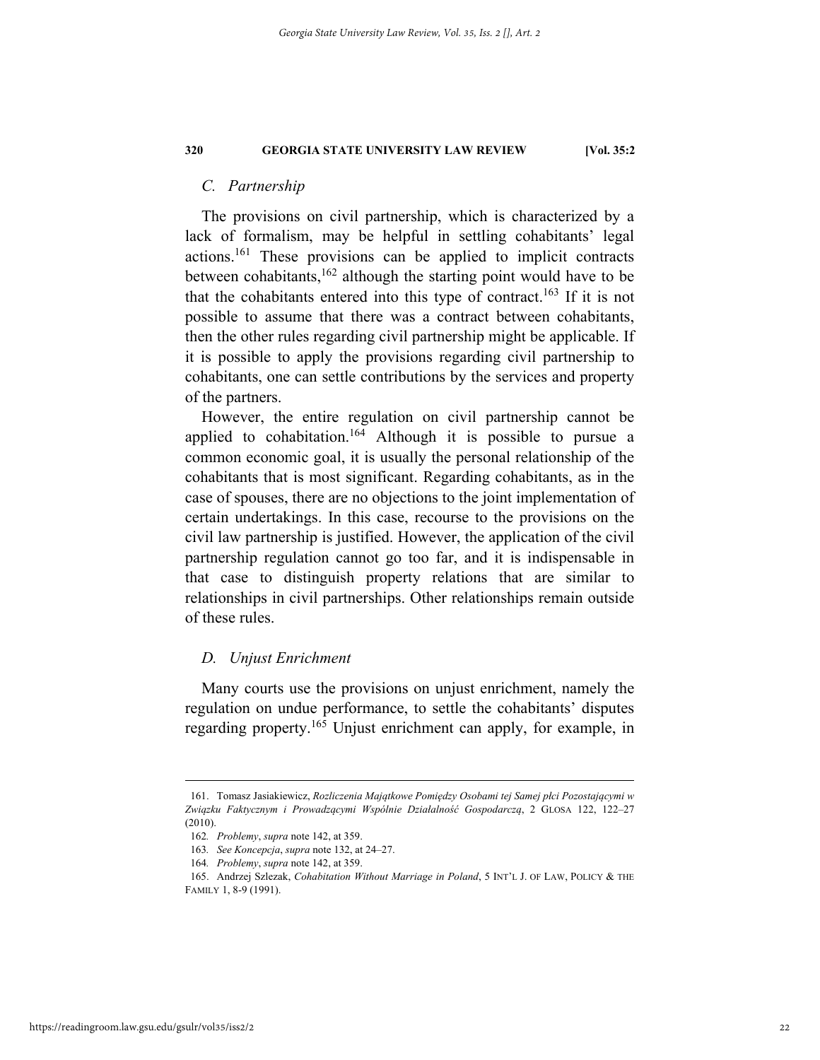### *C. Partnership*

The provisions on civil partnership, which is characterized by a lack of formalism, may be helpful in settling cohabitants' legal actions.[161] These provisions can be applied to implicit contracts between cohabitants,[162] although the starting point would have to be that the cohabitants entered into this type of contract.[163] If it is not possible to assume that there was a contract between cohabitants, then the other rules regarding civil partnership might be applicable. If it is possible to apply the provisions regarding civil partnership to cohabitants, one can settle contributions by the services and property of the partners.

However, the entire regulation on civil partnership cannot be applied to cohabitation.[164] Although it is possible to pursue a common economic goal, it is usually the personal relationship of the cohabitants that is most significant. Regarding cohabitants, as in the case of spouses, there are no objections to the joint implementation of certain undertakings. In this case, recourse to the provisions on the civil law partnership is justified. However, the application of the civil partnership regulation cannot go too far, and it is indispensable in that case to distinguish property relations that are similar to relationships in civil partnerships. Other relationships remain outside of these rules.

### *D. Unjust Enrichment*

Many courts use the provisions on unjust enrichment, namely the regulation on undue performance, to settle the cohabitants' disputes regarding property.[165] Unjust enrichment can apply, for example, in

---

161. Tomasz Jasiakiewicz, *Rozliczenia Majątkowe Pomiędzy Osobami tej Samej płci Pozostającymi w Związku Faktycznym i Prowadzącymi Wspólnie Działalność Gospodarczą*, 2 GLOSA 122, 122–27 (2010).

162. *Problemy*, *supra* note 142, at 359.

163. *See Koncepcja*, *supra* note 132, at 24–27.

164. *Problemy*, *supra* note 142, at 359.

165. Andrzej Szlezak, *Cohabitation Without Marriage in Poland*, 5 INT'L J. OF LAW, POLICY & THE FAMILY 1, 8-9 (1991).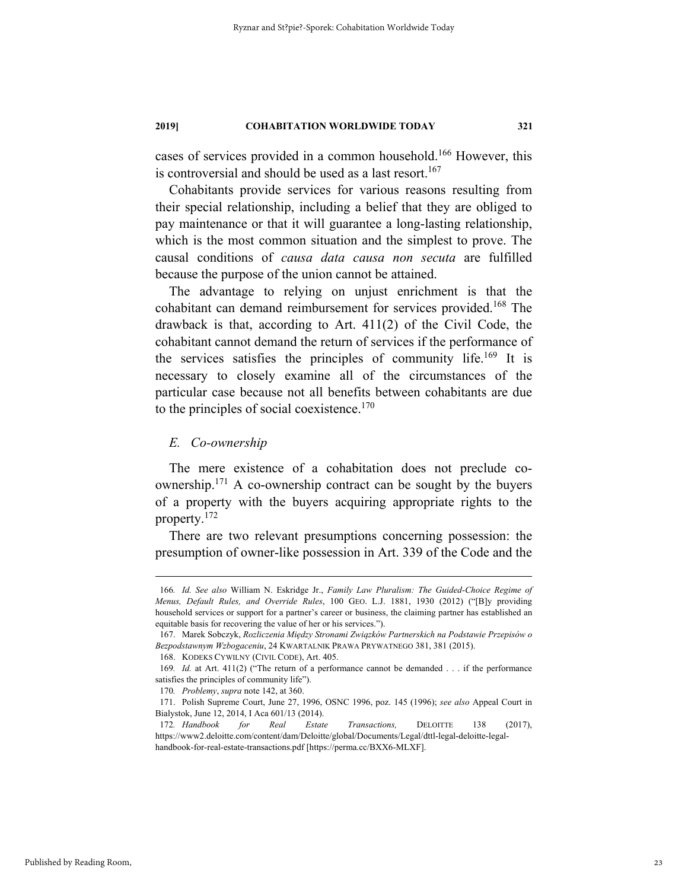cases of services provided in a common household.[166] However, this is controversial and should be used as a last resort.[167]

Cohabitants provide services for various reasons resulting from their special relationship, including a belief that they are obliged to pay maintenance or that it will guarantee a long-lasting relationship, which is the most common situation and the simplest to prove. The causal conditions of *causa data causa non secuta* are fulfilled because the purpose of the union cannot be attained.

The advantage to relying on unjust enrichment is that the cohabitant can demand reimbursement for services provided.[168] The drawback is that, according to Art. 411(2) of the Civil Code, the cohabitant cannot demand the return of services if the performance of the services satisfies the principles of community life.[169] It is necessary to closely examine all of the circumstances of the particular case because not all benefits between cohabitants are due to the principles of social coexistence.[170]

### *E. Co-ownership*

The mere existence of a cohabitation does not preclude co-ownership.[171] A co-ownership contract can be sought by the buyers of a property with the buyers acquiring appropriate rights to the property.[172]

There are two relevant presumptions concerning possession: the presumption of owner-like possession in Art. 339 of the Code and the

---

166. *Id. See also* William N. Eskridge Jr., *Family Law Pluralism: The Guided-Choice Regime of Menus, Default Rules, and Override Rules*, 100 GEO. L.J. 1881, 1930 (2012) ("[B]y providing household services or support for a partner's career or business, the claiming partner has established an equitable basis for recovering the value of her or his services.").

167. Marek Sobczyk, *Rozliczenia Między Stronami Związków Partnerskich na Podstawie Przepisów o Bezpodstawnym Wzbogaceniu*, 24 KWARTALNIK PRAWA PRYWATNEGO 381, 381 (2015).

168. KODEKS CYWILNY (CIVIL CODE), Art. 405.

169. *Id.* at Art. 411(2) ("The return of a performance cannot be demanded . . . if the performance satisfies the principles of community life").

170. *Problemy*, *supra* note 142, at 360.

171. Polish Supreme Court, June 27, 1996, OSNC 1996, poz. 145 (1996); *see also* Appeal Court in Bialystok, June 12, 2014, I Aca 601/13 (2014).

172. *Handbook for Real Estate Transactions,* DELOITTE 138 (2017), https://www2.deloitte.com/content/dam/Deloitte/global/Documents/Legal/dttl-legal-deloitte-legal-handbook-for-real-estate-transactions.pdf [https://perma.cc/BXX6-MLXF].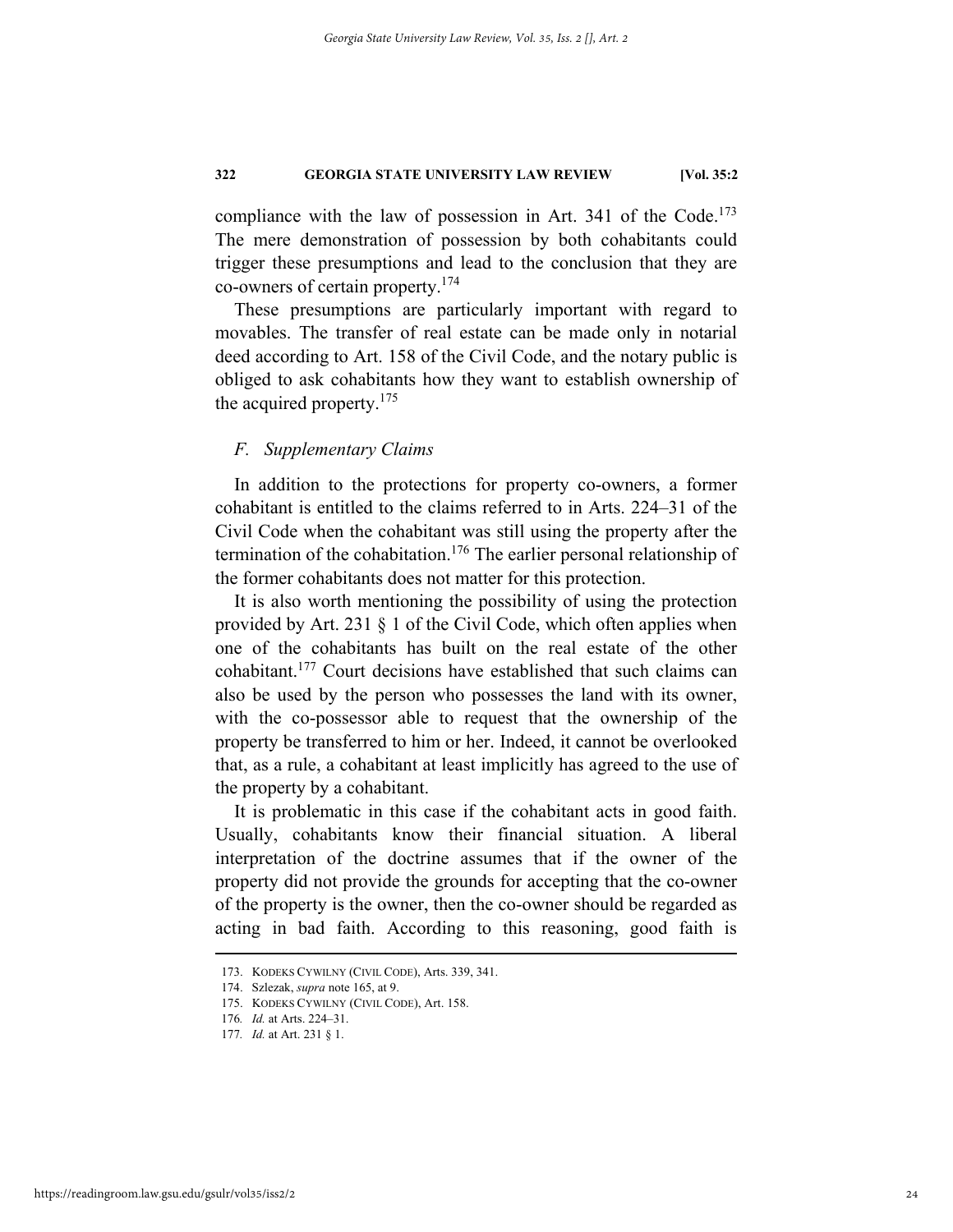compliance with the law of possession in Art. 341 of the Code.[173] The mere demonstration of possession by both cohabitants could trigger these presumptions and lead to the conclusion that they are co-owners of certain property.[174]

These presumptions are particularly important with regard to movables. The transfer of real estate can be made only in notarial deed according to Art. 158 of the Civil Code, and the notary public is obliged to ask cohabitants how they want to establish ownership of the acquired property.[175]

### *F. Supplementary Claims*

In addition to the protections for property co-owners, a former cohabitant is entitled to the claims referred to in Arts. 224–31 of the Civil Code when the cohabitant was still using the property after the termination of the cohabitation.[176] The earlier personal relationship of the former cohabitants does not matter for this protection.

It is also worth mentioning the possibility of using the protection provided by Art. 231 § 1 of the Civil Code, which often applies when one of the cohabitants has built on the real estate of the other cohabitant.[177] Court decisions have established that such claims can also be used by the person who possesses the land with its owner, with the co-possessor able to request that the ownership of the property be transferred to him or her. Indeed, it cannot be overlooked that, as a rule, a cohabitant at least implicitly has agreed to the use of the property by a cohabitant.

It is problematic in this case if the cohabitant acts in good faith. Usually, cohabitants know their financial situation. A liberal interpretation of the doctrine assumes that if the owner of the property did not provide the grounds for accepting that the co-owner of the property is the owner, then the co-owner should be regarded as acting in bad faith. According to this reasoning, good faith is

---

173. KODEKS CYWILNY (CIVIL CODE), Arts. 339, 341.

174. Szlezak, *supra* note 165, at 9.

175. KODEKS CYWILNY (CIVIL CODE), Art. 158.

176. *Id.* at Arts. 224–31.

177. *Id.* at Art. 231 § 1.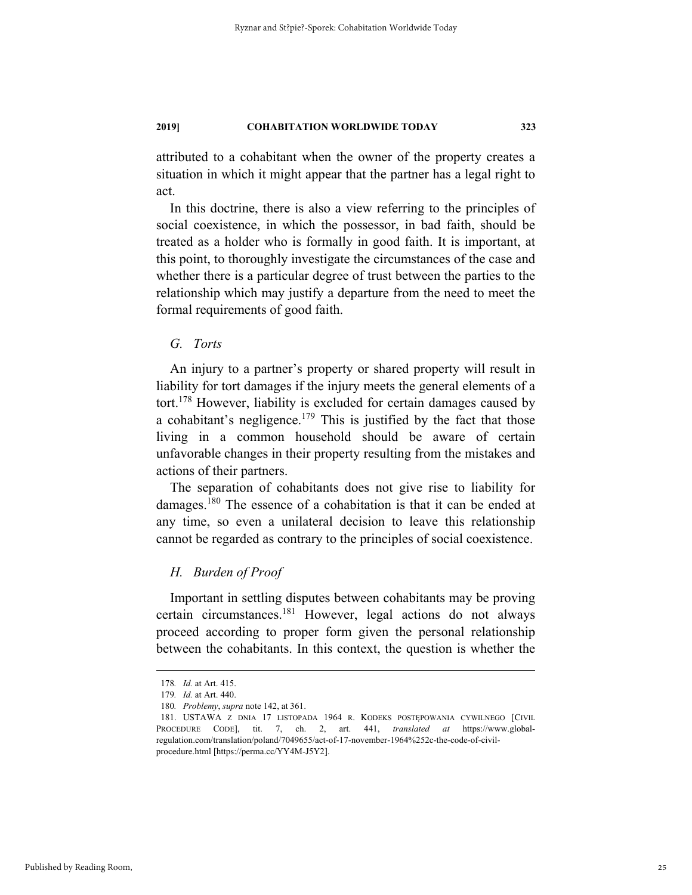attributed to a cohabitant when the owner of the property creates a situation in which it might appear that the partner has a legal right to act.

In this doctrine, there is also a view referring to the principles of social coexistence, in which the possessor, in bad faith, should be treated as a holder who is formally in good faith. It is important, at this point, to thoroughly investigate the circumstances of the case and whether there is a particular degree of trust between the parties to the relationship which may justify a departure from the need to meet the formal requirements of good faith.

### *G. Torts*

An injury to a partner's property or shared property will result in liability for tort damages if the injury meets the general elements of a tort.[178] However, liability is excluded for certain damages caused by a cohabitant's negligence.[179] This is justified by the fact that those living in a common household should be aware of certain unfavorable changes in their property resulting from the mistakes and actions of their partners.

The separation of cohabitants does not give rise to liability for damages.[180] The essence of a cohabitation is that it can be ended at any time, so even a unilateral decision to leave this relationship cannot be regarded as contrary to the principles of social coexistence.

### *H. Burden of Proof*

Important in settling disputes between cohabitants may be proving certain circumstances.[181] However, legal actions do not always proceed according to proper form given the personal relationship between the cohabitants. In this context, the question is whether the

---

178. *Id.* at Art. 415.

179. *Id.* at Art. 440.

180. *Problemy*, *supra* note 142, at 361.

181. USTAWA Z DNIA 17 LISTOPADA 1964 R. KODEKS POSTĘPOWANIA CYWILNEGO [CIVIL PROCEDURE CODE], tit. 7, ch. 2, art. 441, *translated at* https://www.global-regulation.com/translation/poland/7049655/act-of-17-november-1964%252c-the-code-of-civil-procedure.html [https://perma.cc/YY4M-J5Y2].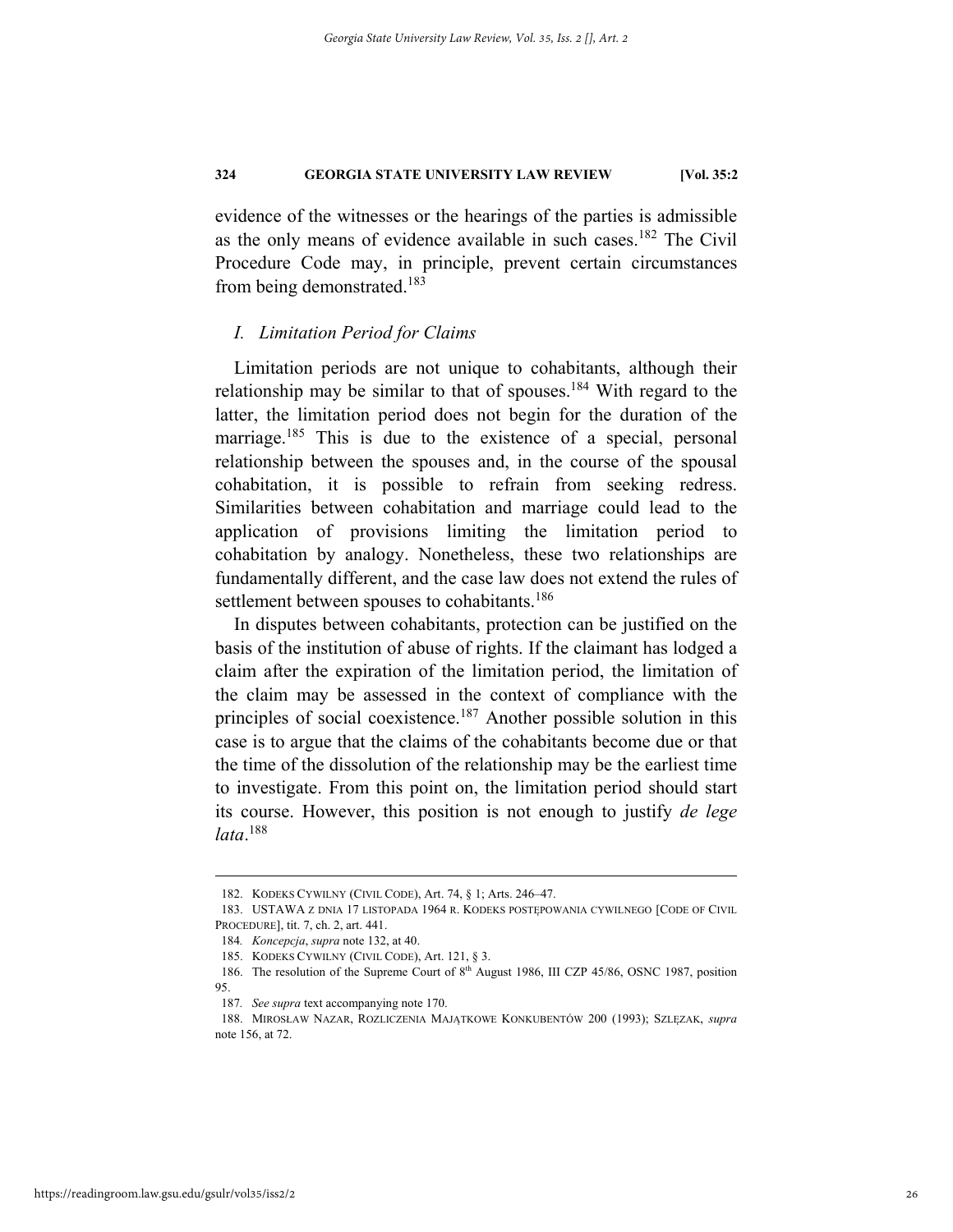evidence of the witnesses or the hearings of the parties is admissible as the only means of evidence available in such cases.[182] The Civil Procedure Code may, in principle, prevent certain circumstances from being demonstrated.[183]

### *I. Limitation Period for Claims*

Limitation periods are not unique to cohabitants, although their relationship may be similar to that of spouses.[184] With regard to the latter, the limitation period does not begin for the duration of the marriage.[185] This is due to the existence of a special, personal relationship between the spouses and, in the course of the spousal cohabitation, it is possible to refrain from seeking redress. Similarities between cohabitation and marriage could lead to the application of provisions limiting the limitation period to cohabitation by analogy. Nonetheless, these two relationships are fundamentally different, and the case law does not extend the rules of settlement between spouses to cohabitants.[186]

In disputes between cohabitants, protection can be justified on the basis of the institution of abuse of rights. If the claimant has lodged a claim after the expiration of the limitation period, the limitation of the claim may be assessed in the context of compliance with the principles of social coexistence.[187] Another possible solution in this case is to argue that the claims of the cohabitants become due or that the time of the dissolution of the relationship may be the earliest time to investigate. From this point on, the limitation period should start its course. However, this position is not enough to justify *de lege lata*.[188]

---

182. KODEKS CYWILNY (CIVIL CODE), Art. 74, § 1; Arts. 246–47.

183. USTAWA Z DNIA 17 LISTOPADA 1964 R. KODEKS POSTĘPOWANIA CYWILNEGO [CODE OF CIVIL PROCEDURE], tit. 7, ch. 2, art. 441.

184. *Koncepcja*, *supra* note 132, at 40.

185. KODEKS CYWILNY (CIVIL CODE), Art. 121, § 3.

186. The resolution of the Supreme Court of 8th August 1986, III CZP 45/86, OSNC 1987, position 95.

187. *See supra* text accompanying note 170.

188. MIROSŁAW NAZAR, ROZLICZENIA MAJĄTKOWE KONKUBENTÓW 200 (1993); SZLĘZAK, *supra* note 156, at 72.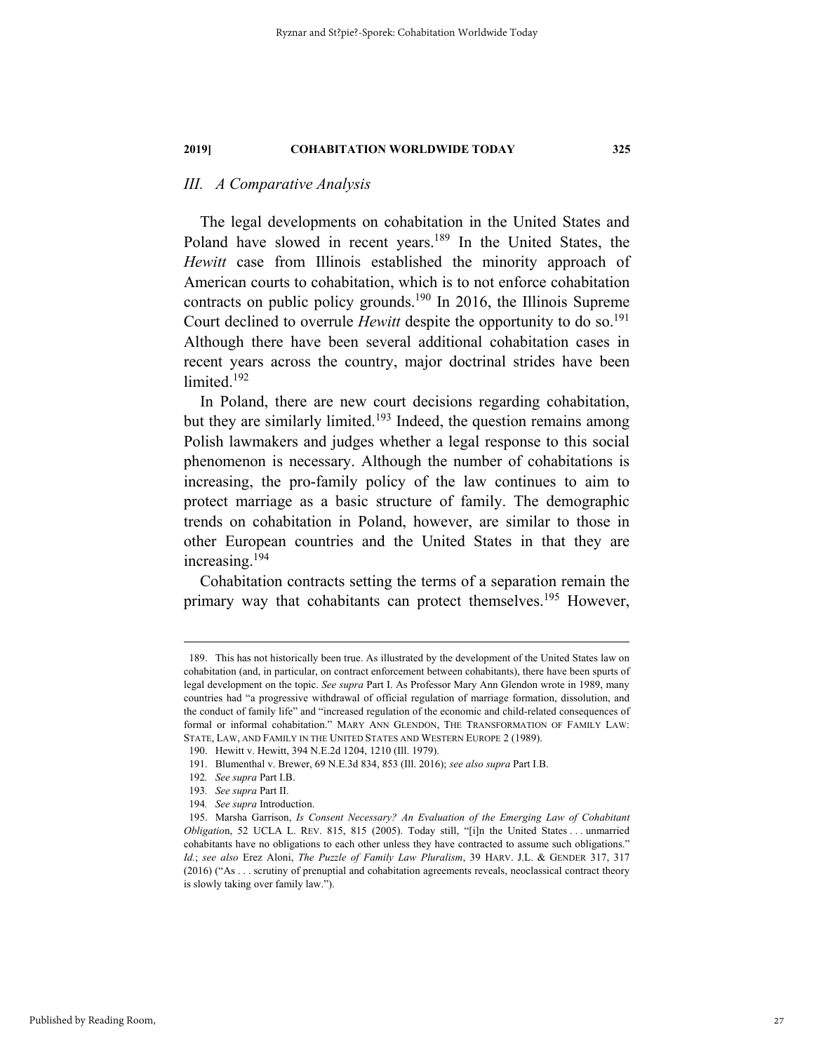### III. A Comparative Analysis

The legal developments on cohabitation in the United States and Poland have slowed in recent years.[189] In the United States, the *Hewitt* case from Illinois established the minority approach of American courts to cohabitation, which is to not enforce cohabitation contracts on public policy grounds.[190] In 2016, the Illinois Supreme Court declined to overrule *Hewitt* despite the opportunity to do so.[191] Although there have been several additional cohabitation cases in recent years across the country, major doctrinal strides have been limited.[192]

In Poland, there are new court decisions regarding cohabitation, but they are similarly limited.[193] Indeed, the question remains among Polish lawmakers and judges whether a legal response to this social phenomenon is necessary. Although the number of cohabitations is increasing, the pro-family policy of the law continues to aim to protect marriage as a basic structure of family. The demographic trends on cohabitation in Poland, however, are similar to those in other European countries and the United States in that they are increasing.[194]

Cohabitation contracts setting the terms of a separation remain the primary way that cohabitants can protect themselves.[195] However,

---

189. This has not historically been true. As illustrated by the development of the United States law on cohabitation (and, in particular, on contract enforcement between cohabitants), there have been spurts of legal development on the topic. *See supra* Part I. As Professor Mary Ann Glendon wrote in 1989, many countries had "a progressive withdrawal of official regulation of marriage formation, dissolution, and the conduct of family life" and "increased regulation of the economic and child-related consequences of formal or informal cohabitation." MARY ANN GLENDON, THE TRANSFORMATION OF FAMILY LAW: STATE, LAW, AND FAMILY IN THE UNITED STATES AND WESTERN EUROPE 2 (1989).

190. Hewitt v. Hewitt, 394 N.E.2d 1204, 1210 (Ill. 1979).

191. Blumenthal v. Brewer, 69 N.E.3d 834, 853 (Ill. 2016); *see also supra* Part I.B.

192. *See supra* Part I.B.

193. *See supra* Part II.

194. *See supra* Introduction.

195. Marsha Garrison, *Is Consent Necessary? An Evaluation of the Emerging Law of Cohabitant Obligation*, 52 UCLA L. REV. 815, 815 (2005). Today still, "[i]n the United States . . . unmarried cohabitants have no obligations to each other unless they have contracted to assume such obligations." *Id.*; *see also* Erez Aloni, *The Puzzle of Family Law Pluralism*, 39 HARV. J.L. & GENDER 317, 317 (2016) ("As . . . scrutiny of prenuptial and cohabitation agreements reveals, neoclassical contract theory is slowly taking over family law.").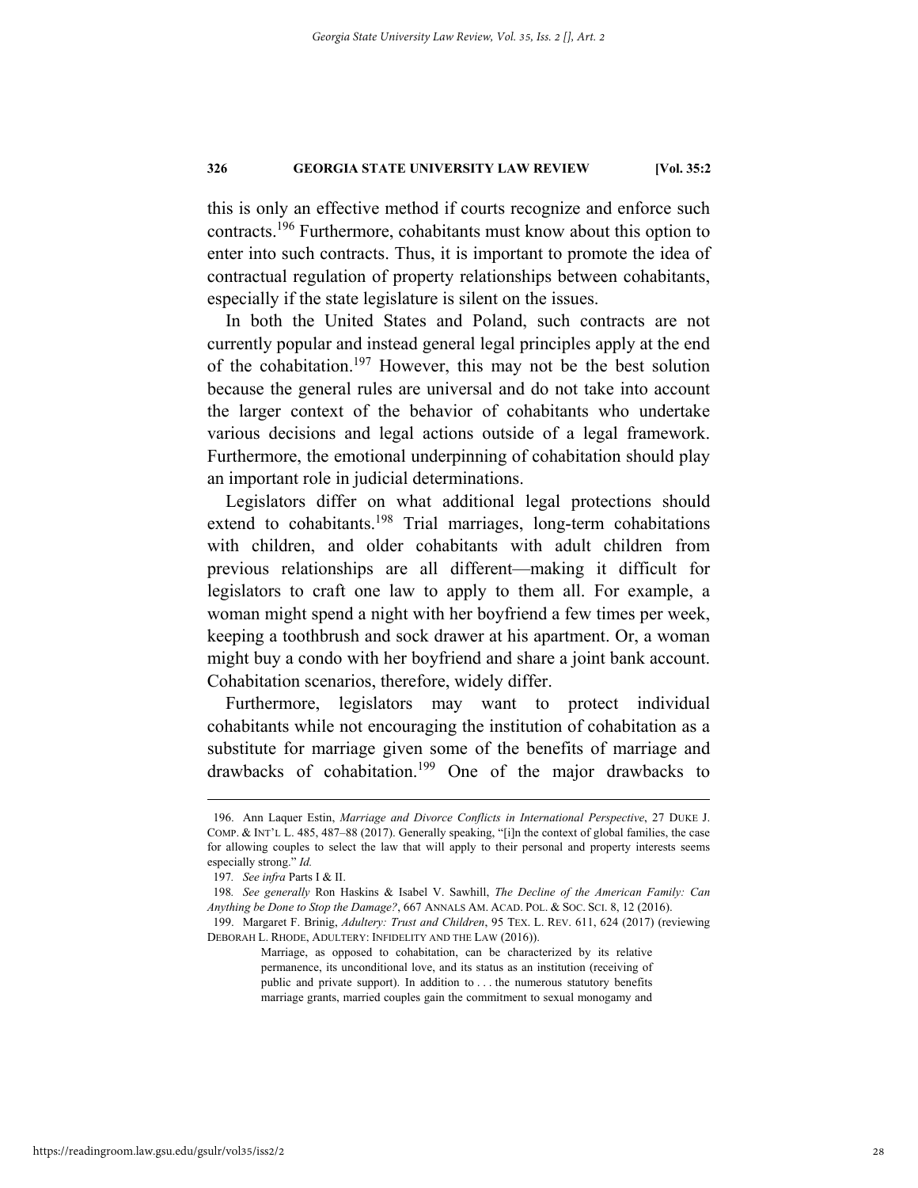this is only an effective method if courts recognize and enforce such contracts.[196] Furthermore, cohabitants must know about this option to enter into such contracts. Thus, it is important to promote the idea of contractual regulation of property relationships between cohabitants, especially if the state legislature is silent on the issues.

In both the United States and Poland, such contracts are not currently popular and instead general legal principles apply at the end of the cohabitation.[197] However, this may not be the best solution because the general rules are universal and do not take into account the larger context of the behavior of cohabitants who undertake various decisions and legal actions outside of a legal framework. Furthermore, the emotional underpinning of cohabitation should play an important role in judicial determinations.

Legislators differ on what additional legal protections should extend to cohabitants.[198] Trial marriages, long-term cohabitations with children, and older cohabitants with adult children from previous relationships are all different—making it difficult for legislators to craft one law to apply to them all. For example, a woman might spend a night with her boyfriend a few times per week, keeping a toothbrush and sock drawer at his apartment. Or, a woman might buy a condo with her boyfriend and share a joint bank account. Cohabitation scenarios, therefore, widely differ.

Furthermore, legislators may want to protect individual cohabitants while not encouraging the institution of cohabitation as a substitute for marriage given some of the benefits of marriage and drawbacks of cohabitation.[199] One of the major drawbacks to

---

196. Ann Laquer Estin, *Marriage and Divorce Conflicts in International Perspective*, 27 DUKE J. COMP. & INT'L L. 485, 487–88 (2017). Generally speaking, "[i]n the context of global families, the case for allowing couples to select the law that will apply to their personal and property interests seems especially strong." *Id.*

197. *See infra* Parts I & II.

198. *See generally* Ron Haskins & Isabel V. Sawhill, *The Decline of the American Family: Can Anything be Done to Stop the Damage?*, 667 ANNALS AM. ACAD. POL. & SOC. SCI. 8, 12 (2016).

199. Margaret F. Brinig, *Adultery: Trust and Children*, 95 TEX. L. REV. 611, 624 (2017) (reviewing DEBORAH L. RHODE, ADULTERY: INFIDELITY AND THE LAW (2016)).

> Marriage, as opposed to cohabitation, can be characterized by its relative permanence, its unconditional love, and its status as an institution (receiving of public and private support). In addition to . . . the numerous statutory benefits marriage grants, married couples gain the commitment to sexual monogamy and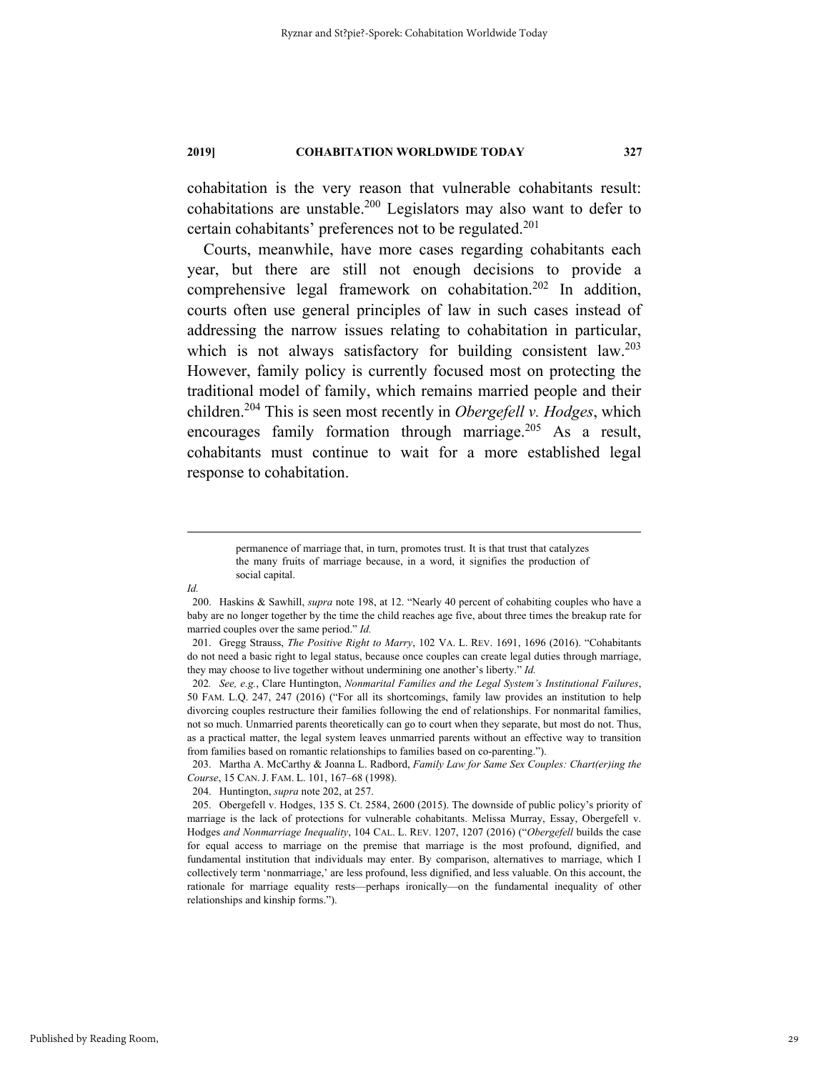cohabitation is the very reason that vulnerable cohabitants result: cohabitations are unstable.[200] Legislators may also want to defer to certain cohabitants' preferences not to be regulated.[201]

Courts, meanwhile, have more cases regarding cohabitants each year, but there are still not enough decisions to provide a comprehensive legal framework on cohabitation.[202] In addition, courts often use general principles of law in such cases instead of addressing the narrow issues relating to cohabitation in particular, which is not always satisfactory for building consistent law.[203] However, family policy is currently focused most on protecting the traditional model of family, which remains married people and their children.[204] This is seen most recently in *Obergefell v. Hodges*, which encourages family formation through marriage.[205] As a result, cohabitants must continue to wait for a more established legal response to cohabitation.

---

> permanence of marriage that, in turn, promotes trust. It is that trust that catalyzes the many fruits of marriage because, in a word, it signifies the production of social capital.

*Id.*

200. Haskins & Sawhill, *supra* note 198, at 12. "Nearly 40 percent of cohabiting couples who have a baby are no longer together by the time the child reaches age five, about three times the breakup rate for married couples over the same period." *Id.*

201. Gregg Strauss, *The Positive Right to Marry*, 102 VA. L. REV. 1691, 1696 (2016). "Cohabitants do not need a basic right to legal status, because once couples can create legal duties through marriage, they may choose to live together without undermining one another's liberty." *Id.*

202. *See, e.g.*, Clare Huntington, *Nonmarital Families and the Legal System's Institutional Failures*, 50 FAM. L.Q. 247, 247 (2016) ("For all its shortcomings, family law provides an institution to help divorcing couples restructure their families following the end of relationships. For nonmarital families, not so much. Unmarried parents theoretically can go to court when they separate, but most do not. Thus, as a practical matter, the legal system leaves unmarried parents without an effective way to transition from families based on romantic relationships to families based on co-parenting.").

203. Martha A. McCarthy & Joanna L. Radbord, *Family Law for Same Sex Couples: Chart(er)ing the Course*, 15 CAN. J. FAM. L. 101, 167–68 (1998).

204. Huntington, *supra* note 202, at 257.

205. Obergefell v. Hodges, 135 S. Ct. 2584, 2600 (2015). The downside of public policy's priority of marriage is the lack of protections for vulnerable cohabitants. Melissa Murray, Essay, Obergefell v. Hodges *and Nonmarriage Inequality*, 104 CAL. L. REV. 1207, 1207 (2016) ("*Obergefell* builds the case for equal access to marriage on the premise that marriage is the most profound, dignified, and fundamental institution that individuals may enter. By comparison, alternatives to marriage, which I collectively term 'nonmarriage,' are less profound, less dignified, and less valuable. On this account, the rationale for marriage equality rests—perhaps ironically—on the fundamental inequality of other relationships and kinship forms.").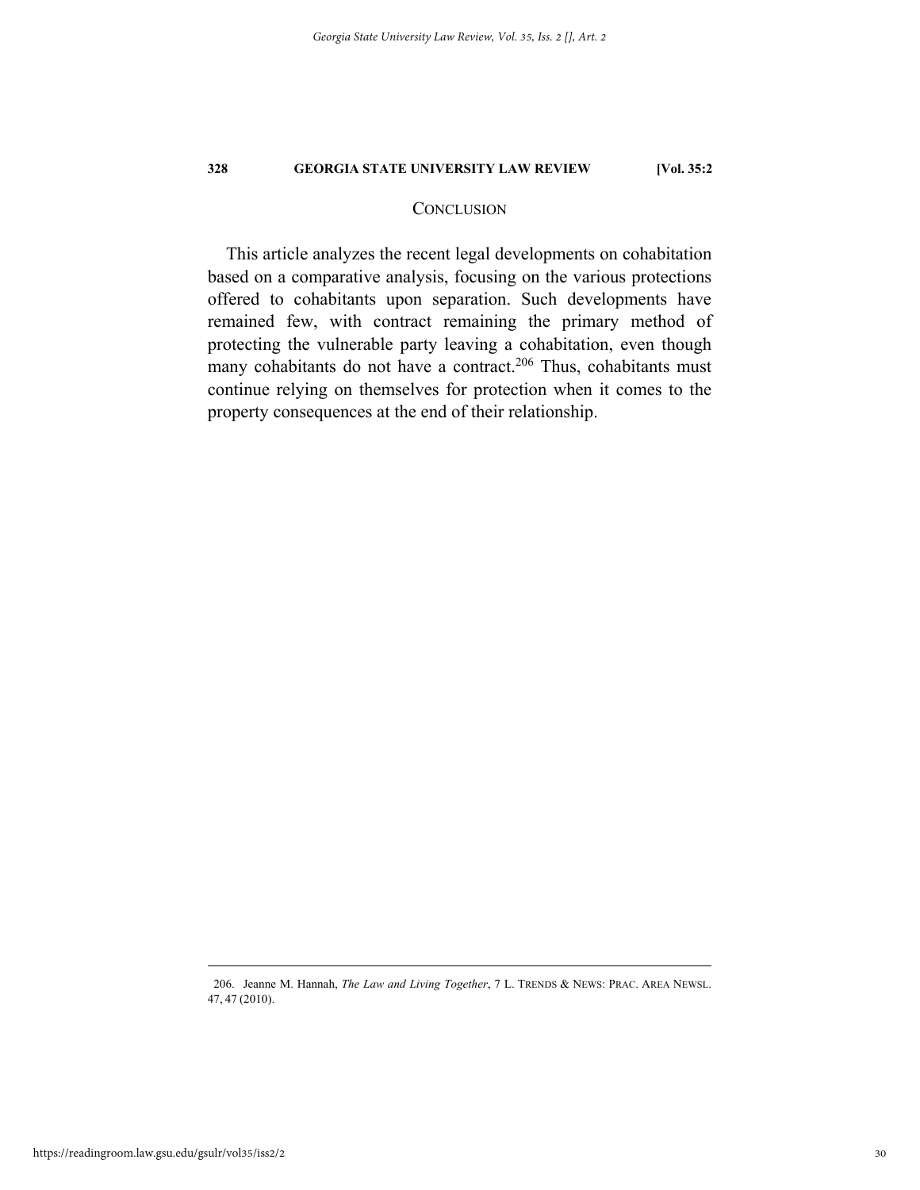## CONCLUSION

This article analyzes the recent legal developments on cohabitation based on a comparative analysis, focusing on the various protections offered to cohabitants upon separation. Such developments have remained few, with contract remaining the primary method of protecting the vulnerable party leaving a cohabitation, even though many cohabitants do not have a contract.[206] Thus, cohabitants must continue relying on themselves for protection when it comes to the property consequences at the end of their relationship.

---

206. Jeanne M. Hannah, *The Law and Living Together*, 7 L. TRENDS & NEWS: PRAC. AREA NEWSL. 47, 47 (2010).